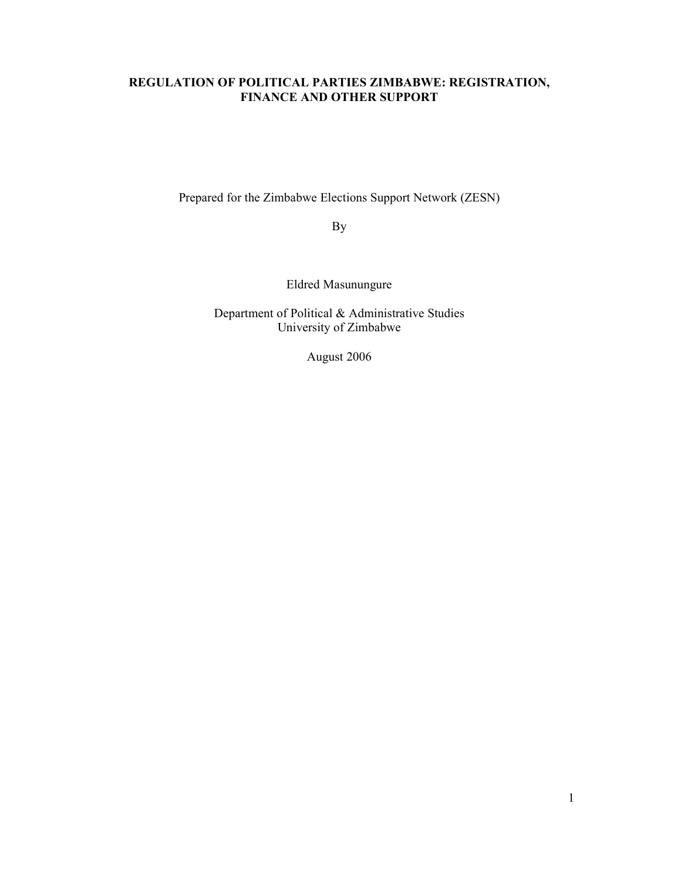# REGULATION OF POLITICAL PARTIES ZIMBABWE: REGISTRATION, FINANCE AND OTHER SUPPORT

Prepared for the Zimbabwe Elections Support Network (ZESN)

By

Eldred Masunungure

Department of Political & Administrative Studies
University of Zimbabwe

August 2006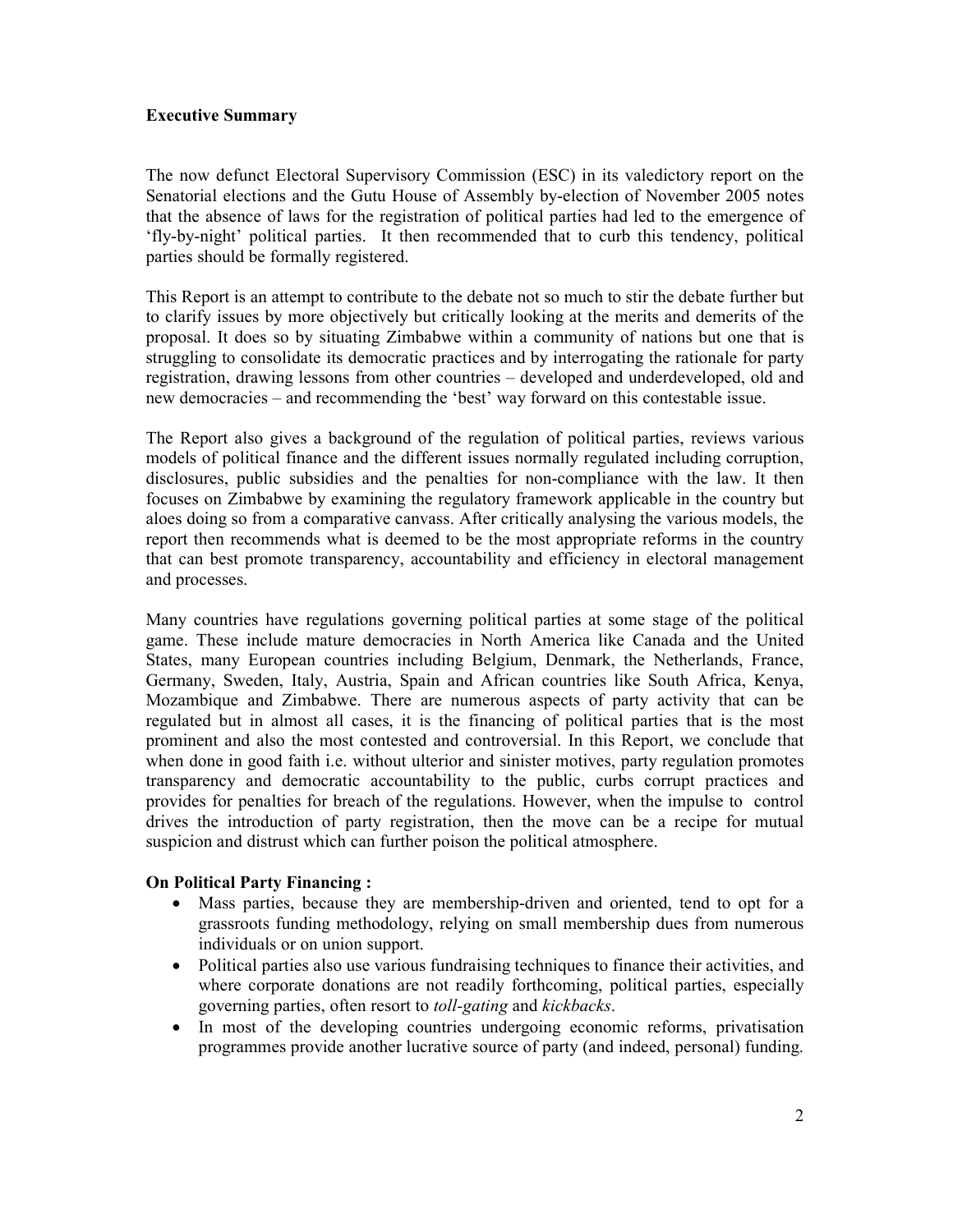**Executive Summary**

The now defunct Electoral Supervisory Commission (ESC) in its valedictory report on the Senatorial elections and the Gutu House of Assembly by-election of November 2005 notes that the absence of laws for the registration of political parties had led to the emergence of 'fly-by-night' political parties. It then recommended that to curb this tendency, political parties should be formally registered.

This Report is an attempt to contribute to the debate not so much to stir the debate further but to clarify issues by more objectively but critically looking at the merits and demerits of the proposal. It does so by situating Zimbabwe within a community of nations but one that is struggling to consolidate its democratic practices and by interrogating the rationale for party registration, drawing lessons from other countries – developed and underdeveloped, old and new democracies – and recommending the 'best' way forward on this contestable issue.

The Report also gives a background of the regulation of political parties, reviews various models of political finance and the different issues normally regulated including corruption, disclosures, public subsidies and the penalties for non-compliance with the law. It then focuses on Zimbabwe by examining the regulatory framework applicable in the country but aloes doing so from a comparative canvass. After critically analysing the various models, the report then recommends what is deemed to be the most appropriate reforms in the country that can best promote transparency, accountability and efficiency in electoral management and processes.

Many countries have regulations governing political parties at some stage of the political game. These include mature democracies in North America like Canada and the United States, many European countries including Belgium, Denmark, the Netherlands, France, Germany, Sweden, Italy, Austria, Spain and African countries like South Africa, Kenya, Mozambique and Zimbabwe. There are numerous aspects of party activity that can be regulated but in almost all cases, it is the financing of political parties that is the most prominent and also the most contested and controversial. In this Report, we conclude that when done in good faith i.e. without ulterior and sinister motives, party regulation promotes transparency and democratic accountability to the public, curbs corrupt practices and provides for penalties for breach of the regulations. However, when the impulse to control drives the introduction of party registration, then the move can be a recipe for mutual suspicion and distrust which can further poison the political atmosphere.

**On Political Party Financing :**

- Mass parties, because they are membership-driven and oriented, tend to opt for a grassroots funding methodology, relying on small membership dues from numerous individuals or on union support.
- Political parties also use various fundraising techniques to finance their activities, and where corporate donations are not readily forthcoming, political parties, especially governing parties, often resort to *toll-gating* and *kickbacks*.
- In most of the developing countries undergoing economic reforms, privatisation programmes provide another lucrative source of party (and indeed, personal) funding.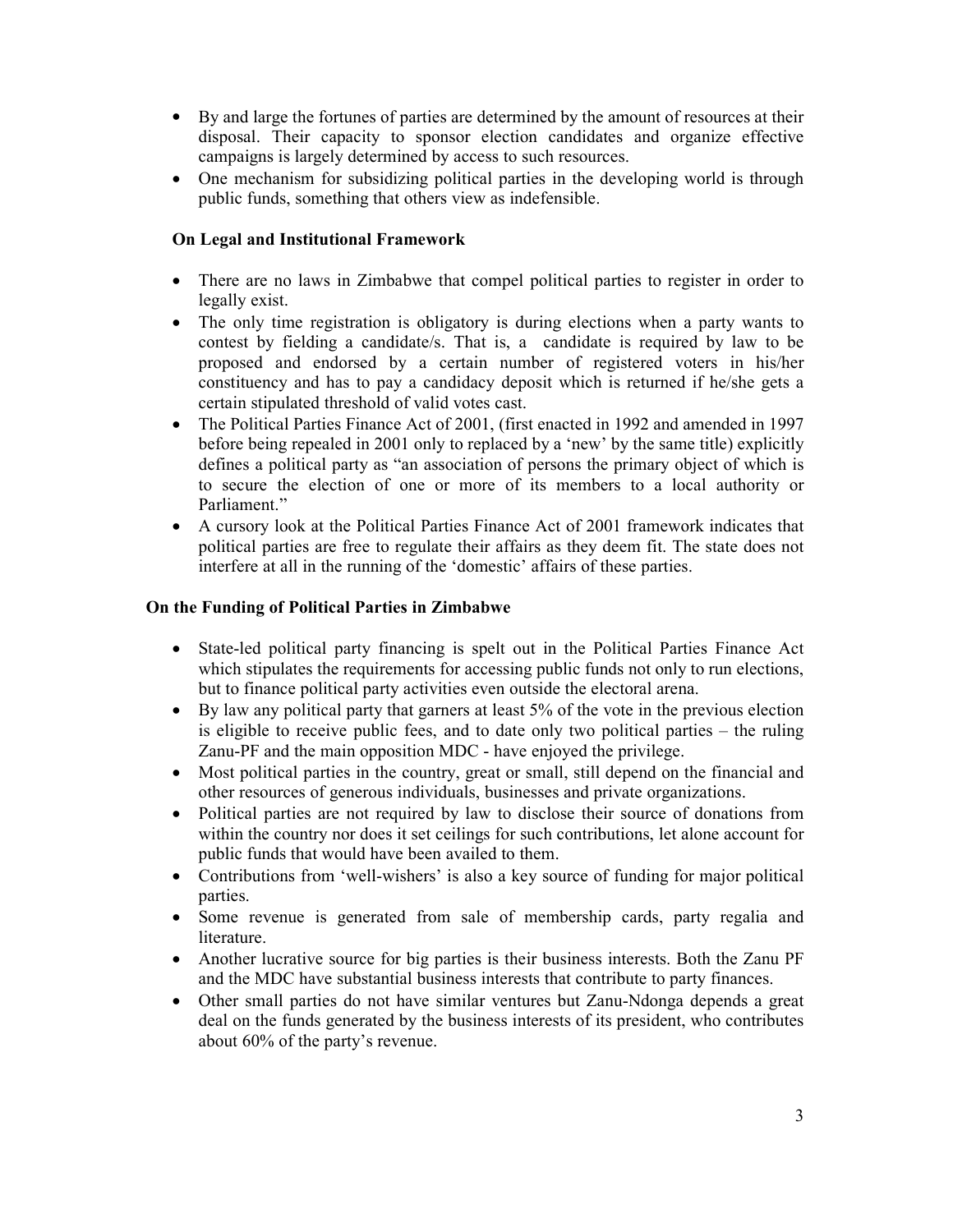- By and large the fortunes of parties are determined by the amount of resources at their disposal. Their capacity to sponsor election candidates and organize effective campaigns is largely determined by access to such resources.
- One mechanism for subsidizing political parties in the developing world is through public funds, something that others view as indefensible.

### On Legal and Institutional Framework

- There are no laws in Zimbabwe that compel political parties to register in order to legally exist.
- The only time registration is obligatory is during elections when a party wants to contest by fielding a candidate/s. That is, a candidate is required by law to be proposed and endorsed by a certain number of registered voters in his/her constituency and has to pay a candidacy deposit which is returned if he/she gets a certain stipulated threshold of valid votes cast.
- The Political Parties Finance Act of 2001, (first enacted in 1992 and amended in 1997 before being repealed in 2001 only to replaced by a 'new' by the same title) explicitly defines a political party as "an association of persons the primary object of which is to secure the election of one or more of its members to a local authority or Parliament."
- A cursory look at the Political Parties Finance Act of 2001 framework indicates that political parties are free to regulate their affairs as they deem fit. The state does not interfere at all in the running of the 'domestic' affairs of these parties.

### On the Funding of Political Parties in Zimbabwe

- State-led political party financing is spelt out in the Political Parties Finance Act which stipulates the requirements for accessing public funds not only to run elections, but to finance political party activities even outside the electoral arena.
- By law any political party that garners at least 5% of the vote in the previous election is eligible to receive public fees, and to date only two political parties – the ruling Zanu-PF and the main opposition MDC - have enjoyed the privilege.
- Most political parties in the country, great or small, still depend on the financial and other resources of generous individuals, businesses and private organizations.
- Political parties are not required by law to disclose their source of donations from within the country nor does it set ceilings for such contributions, let alone account for public funds that would have been availed to them.
- Contributions from 'well-wishers' is also a key source of funding for major political parties.
- Some revenue is generated from sale of membership cards, party regalia and literature.
- Another lucrative source for big parties is their business interests. Both the Zanu PF and the MDC have substantial business interests that contribute to party finances.
- Other small parties do not have similar ventures but Zanu-Ndonga depends a great deal on the funds generated by the business interests of its president, who contributes about 60% of the party's revenue.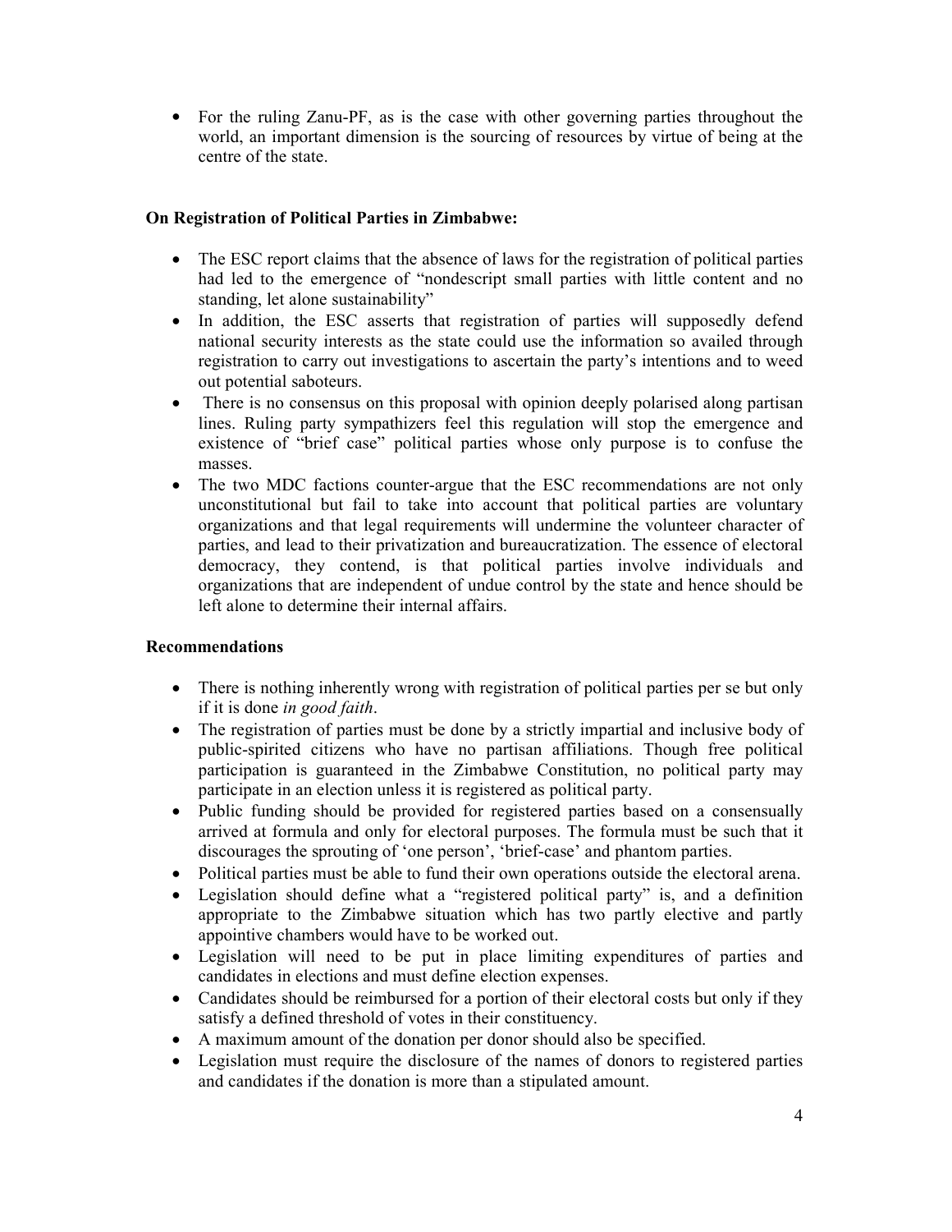- For the ruling Zanu-PF, as is the case with other governing parties throughout the world, an important dimension is the sourcing of resources by virtue of being at the centre of the state.

**On Registration of Political Parties in Zimbabwe:**

- The ESC report claims that the absence of laws for the registration of political parties had led to the emergence of "nondescript small parties with little content and no standing, let alone sustainability"
- In addition, the ESC asserts that registration of parties will supposedly defend national security interests as the state could use the information so availed through registration to carry out investigations to ascertain the party's intentions and to weed out potential saboteurs.
- There is no consensus on this proposal with opinion deeply polarised along partisan lines. Ruling party sympathizers feel this regulation will stop the emergence and existence of "brief case" political parties whose only purpose is to confuse the masses.
- The two MDC factions counter-argue that the ESC recommendations are not only unconstitutional but fail to take into account that political parties are voluntary organizations and that legal requirements will undermine the volunteer character of parties, and lead to their privatization and bureaucratization. The essence of electoral democracy, they contend, is that political parties involve individuals and organizations that are independent of undue control by the state and hence should be left alone to determine their internal affairs.

**Recommendations**

- There is nothing inherently wrong with registration of political parties per se but only if it is done *in good faith*.
- The registration of parties must be done by a strictly impartial and inclusive body of public-spirited citizens who have no partisan affiliations. Though free political participation is guaranteed in the Zimbabwe Constitution, no political party may participate in an election unless it is registered as political party.
- Public funding should be provided for registered parties based on a consensually arrived at formula and only for electoral purposes. The formula must be such that it discourages the sprouting of 'one person', 'brief-case' and phantom parties.
- Political parties must be able to fund their own operations outside the electoral arena.
- Legislation should define what a "registered political party" is, and a definition appropriate to the Zimbabwe situation which has two partly elective and partly appointive chambers would have to be worked out.
- Legislation will need to be put in place limiting expenditures of parties and candidates in elections and must define election expenses.
- Candidates should be reimbursed for a portion of their electoral costs but only if they satisfy a defined threshold of votes in their constituency.
- A maximum amount of the donation per donor should also be specified.
- Legislation must require the disclosure of the names of donors to registered parties and candidates if the donation is more than a stipulated amount.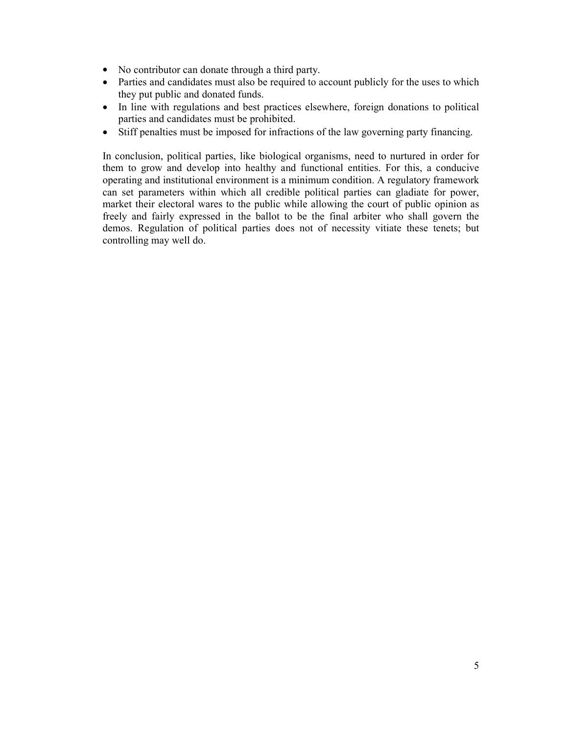- No contributor can donate through a third party.
- Parties and candidates must also be required to account publicly for the uses to which they put public and donated funds.
- In line with regulations and best practices elsewhere, foreign donations to political parties and candidates must be prohibited.
- Stiff penalties must be imposed for infractions of the law governing party financing.

In conclusion, political parties, like biological organisms, need to nurtured in order for them to grow and develop into healthy and functional entities. For this, a conducive operating and institutional environment is a minimum condition. A regulatory framework can set parameters within which all credible political parties can gladiate for power, market their electoral wares to the public while allowing the court of public opinion as freely and fairly expressed in the ballot to be the final arbiter who shall govern the demos. Regulation of political parties does not of necessity vitiate these tenets; but controlling may well do.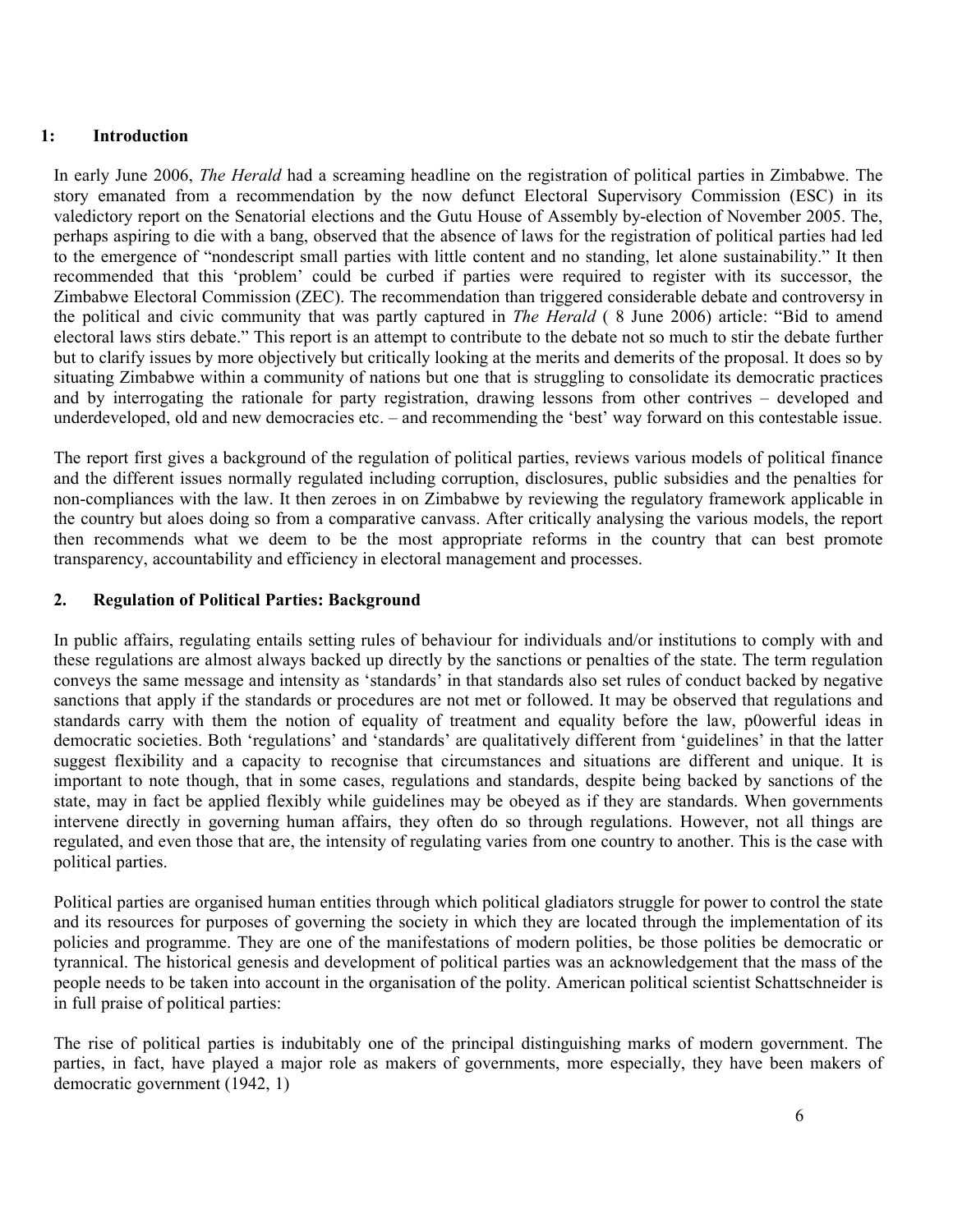## 1: Introduction

In early June 2006, *The Herald* had a screaming headline on the registration of political parties in Zimbabwe. The story emanated from a recommendation by the now defunct Electoral Supervisory Commission (ESC) in its valedictory report on the Senatorial elections and the Gutu House of Assembly by-election of November 2005. The, perhaps aspiring to die with a bang, observed that the absence of laws for the registration of political parties had led to the emergence of "nondescript small parties with little content and no standing, let alone sustainability." It then recommended that this 'problem' could be curbed if parties were required to register with its successor, the Zimbabwe Electoral Commission (ZEC). The recommendation than triggered considerable debate and controversy in the political and civic community that was partly captured in *The Herald* ( 8 June 2006) article: "Bid to amend electoral laws stirs debate." This report is an attempt to contribute to the debate not so much to stir the debate further but to clarify issues by more objectively but critically looking at the merits and demerits of the proposal. It does so by situating Zimbabwe within a community of nations but one that is struggling to consolidate its democratic practices and by interrogating the rationale for party registration, drawing lessons from other contrives – developed and underdeveloped, old and new democracies etc. – and recommending the 'best' way forward on this contestable issue.

The report first gives a background of the regulation of political parties, reviews various models of political finance and the different issues normally regulated including corruption, disclosures, public subsidies and the penalties for non-compliances with the law. It then zeroes in on Zimbabwe by reviewing the regulatory framework applicable in the country but aloes doing so from a comparative canvass. After critically analysing the various models, the report then recommends what we deem to be the most appropriate reforms in the country that can best promote transparency, accountability and efficiency in electoral management and processes.

## 2. Regulation of Political Parties: Background

In public affairs, regulating entails setting rules of behaviour for individuals and/or institutions to comply with and these regulations are almost always backed up directly by the sanctions or penalties of the state. The term regulation conveys the same message and intensity as 'standards' in that standards also set rules of conduct backed by negative sanctions that apply if the standards or procedures are not met or followed. It may be observed that regulations and standards carry with them the notion of equality of treatment and equality before the law, p0owerful ideas in democratic societies. Both 'regulations' and 'standards' are qualitatively different from 'guidelines' in that the latter suggest flexibility and a capacity to recognise that circumstances and situations are different and unique. It is important to note though, that in some cases, regulations and standards, despite being backed by sanctions of the state, may in fact be applied flexibly while guidelines may be obeyed as if they are standards. When governments intervene directly in governing human affairs, they often do so through regulations. However, not all things are regulated, and even those that are, the intensity of regulating varies from one country to another. This is the case with political parties.

Political parties are organised human entities through which political gladiators struggle for power to control the state and its resources for purposes of governing the society in which they are located through the implementation of its policies and programme. They are one of the manifestations of modern polities, be those polities be democratic or tyrannical. The historical genesis and development of political parties was an acknowledgement that the mass of the people needs to be taken into account in the organisation of the polity. American political scientist Schattschneider is in full praise of political parties:

> The rise of political parties is indubitably one of the principal distinguishing marks of modern government. The parties, in fact, have played a major role as makers of governments, more especially, they have been makers of democratic government (1942, 1)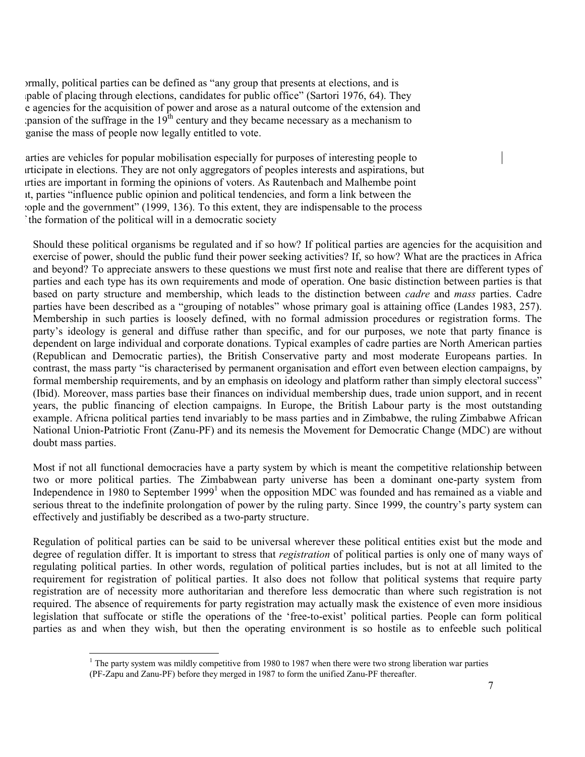ormally, political parties can be defined as "any group that presents at elections, and is ıpable of placing through elections, candidates for public office" (Sartori 1976, 64). They e agencies for the acquisition of power and arose as a natural outcome of the extension and ;pansion of the suffrage in the 19th century and they became necessary as a mechanism to ganise the mass of people now legally entitled to vote.

arties are vehicles for popular mobilisation especially for purposes of interesting people to ırticipate in elections. They are not only aggregators of peoples interests and aspirations, but ırties are important in forming the opinions of voters. As Rautenbach and Malhembe point ıt, parties "influence public opinion and political tendencies, and form a link between the :ople and the government" (1999, 136). To this extent, they are indispensable to the process ` the formation of the political will in a democratic society

Should these political organisms be regulated and if so how? If political parties are agencies for the acquisition and exercise of power, should the public fund their power seeking activities? If, so how? What are the practices in Africa and beyond? To appreciate answers to these questions we must first note and realise that there are different types of parties and each type has its own requirements and mode of operation. One basic distinction between parties is that based on party structure and membership, which leads to the distinction between *cadre* and *mass* parties. Cadre parties have been described as a "grouping of notables" whose primary goal is attaining office (Landes 1983, 257). Membership in such parties is loosely defined, with no formal admission procedures or registration forms. The party's ideology is general and diffuse rather than specific, and for our purposes, we note that party finance is dependent on large individual and corporate donations. Typical examples of cadre parties are North American parties (Republican and Democratic parties), the British Conservative party and most moderate Europeans parties. In contrast, the mass party "is characterised by permanent organisation and effort even between election campaigns, by formal membership requirements, and by an emphasis on ideology and platform rather than simply electoral success" (Ibid). Moreover, mass parties base their finances on individual membership dues, trade union support, and in recent years, the public financing of election campaigns. In Europe, the British Labour party is the most outstanding example. Africna political parties tend invariably to be mass parties and in Zimbabwe, the ruling Zimbabwe African National Union-Patriotic Front (Zanu-PF) and its nemesis the Movement for Democratic Change (MDC) are without doubt mass parties.

Most if not all functional democracies have a party system by which is meant the competitive relationship between two or more political parties. The Zimbabwean party universe has been a dominant one-party system from Independence in 1980 to September 1999[1] when the opposition MDC was founded and has remained as a viable and serious threat to the indefinite prolongation of power by the ruling party. Since 1999, the country's party system can effectively and justifiably be described as a two-party structure.

Regulation of political parties can be said to be universal wherever these political entities exist but the mode and degree of regulation differ. It is important to stress that *registration* of political parties is only one of many ways of regulating political parties. In other words, regulation of political parties includes, but is not at all limited to the requirement for registration of political parties. It also does not follow that political systems that require party registration are of necessity more authoritarian and therefore less democratic than where such registration is not required. The absence of requirements for party registration may actually mask the existence of even more insidious legislation that suffocate or stifle the operations of the 'free-to-exist' political parties. People can form political parties as and when they wish, but then the operating environment is so hostile as to enfeeble such political

[1] The party system was mildly competitive from 1980 to 1987 when there were two strong liberation war parties (PF-Zapu and Zanu-PF) before they merged in 1987 to form the unified Zanu-PF thereafter.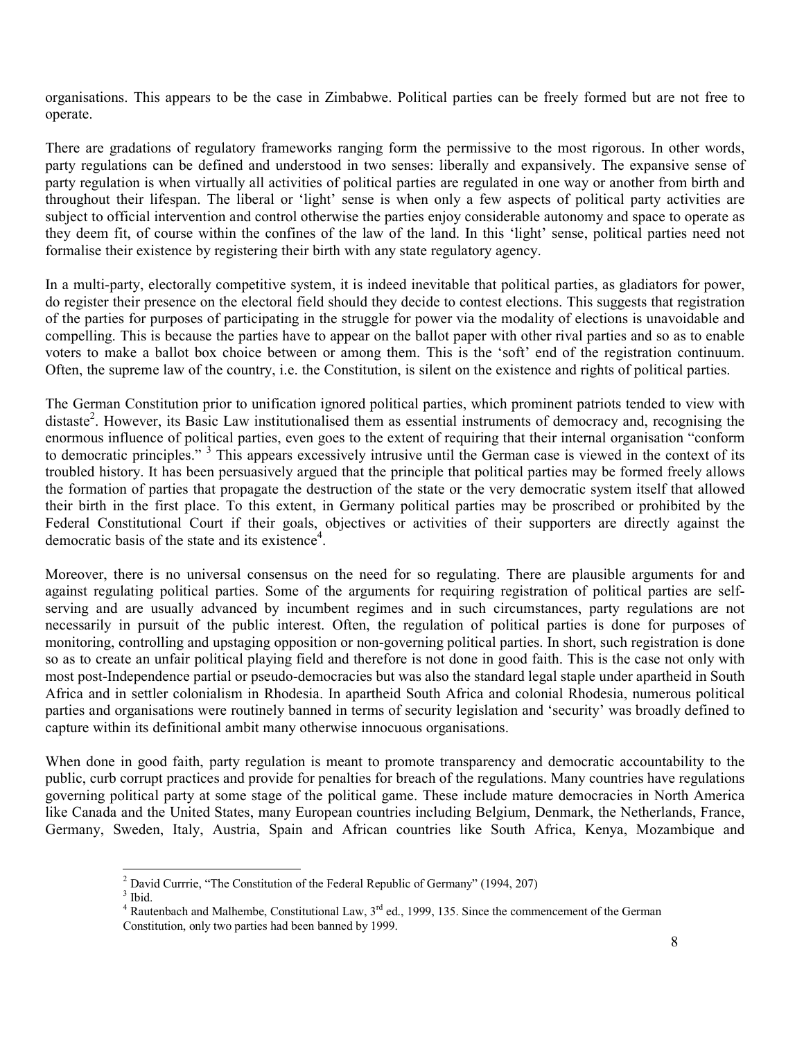organisations. This appears to be the case in Zimbabwe. Political parties can be freely formed but are not free to operate.

There are gradations of regulatory frameworks ranging form the permissive to the most rigorous. In other words, party regulations can be defined and understood in two senses: liberally and expansively. The expansive sense of party regulation is when virtually all activities of political parties are regulated in one way or another from birth and throughout their lifespan. The liberal or 'light' sense is when only a few aspects of political party activities are subject to official intervention and control otherwise the parties enjoy considerable autonomy and space to operate as they deem fit, of course within the confines of the law of the land. In this 'light' sense, political parties need not formalise their existence by registering their birth with any state regulatory agency.

In a multi-party, electorally competitive system, it is indeed inevitable that political parties, as gladiators for power, do register their presence on the electoral field should they decide to contest elections. This suggests that registration of the parties for purposes of participating in the struggle for power via the modality of elections is unavoidable and compelling. This is because the parties have to appear on the ballot paper with other rival parties and so as to enable voters to make a ballot box choice between or among them. This is the 'soft' end of the registration continuum. Often, the supreme law of the country, i.e. the Constitution, is silent on the existence and rights of political parties.

The German Constitution prior to unification ignored political parties, which prominent patriots tended to view with distaste[2]. However, its Basic Law institutionalised them as essential instruments of democracy and, recognising the enormous influence of political parties, even goes to the extent of requiring that their internal organisation "conform to democratic principles." [3] This appears excessively intrusive until the German case is viewed in the context of its troubled history. It has been persuasively argued that the principle that political parties may be formed freely allows the formation of parties that propagate the destruction of the state or the very democratic system itself that allowed their birth in the first place. To this extent, in Germany political parties may be proscribed or prohibited by the Federal Constitutional Court if their goals, objectives or activities of their supporters are directly against the democratic basis of the state and its existence[4].

Moreover, there is no universal consensus on the need for so regulating. There are plausible arguments for and against regulating political parties. Some of the arguments for requiring registration of political parties are self-serving and are usually advanced by incumbent regimes and in such circumstances, party regulations are not necessarily in pursuit of the public interest. Often, the regulation of political parties is done for purposes of monitoring, controlling and upstaging opposition or non-governing political parties. In short, such registration is done so as to create an unfair political playing field and therefore is not done in good faith. This is the case not only with most post-Independence partial or pseudo-democracies but was also the standard legal staple under apartheid in South Africa and in settler colonialism in Rhodesia. In apartheid South Africa and colonial Rhodesia, numerous political parties and organisations were routinely banned in terms of security legislation and 'security' was broadly defined to capture within its definitional ambit many otherwise innocuous organisations.

When done in good faith, party regulation is meant to promote transparency and democratic accountability to the public, curb corrupt practices and provide for penalties for breach of the regulations. Many countries have regulations governing political party at some stage of the political game. These include mature democracies in North America like Canada and the United States, many European countries including Belgium, Denmark, the Netherlands, France, Germany, Sweden, Italy, Austria, Spain and African countries like South Africa, Kenya, Mozambique and

---

[2] David Currrie, "The Constitution of the Federal Republic of Germany" (1994, 207)

[3] Ibid.

[4] Rautenbach and Malhembe, Constitutional Law, 3rd ed., 1999, 135. Since the commencement of the German Constitution, only two parties had been banned by 1999.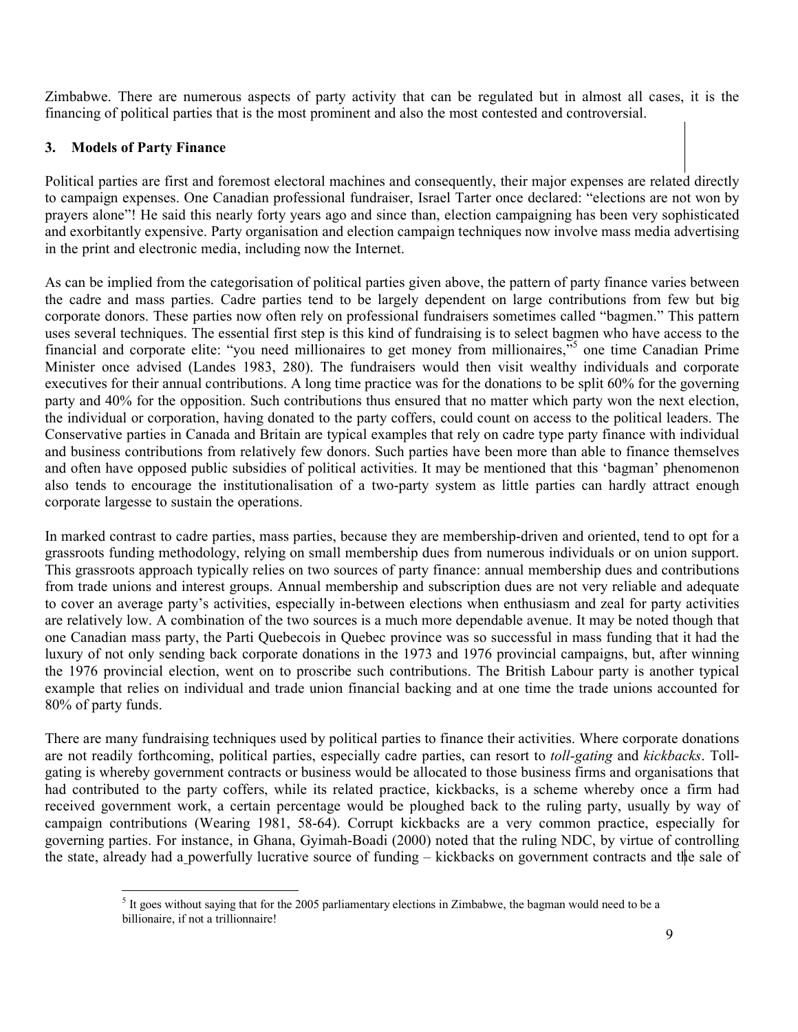Zimbabwe. There are numerous aspects of party activity that can be regulated but in almost all cases, it is the financing of political parties that is the most prominent and also the most contested and controversial.

## 3. Models of Party Finance

Political parties are first and foremost electoral machines and consequently, their major expenses are related directly to campaign expenses. One Canadian professional fundraiser, Israel Tarter once declared: "elections are not won by prayers alone"! He said this nearly forty years ago and since than, election campaigning has been very sophisticated and exorbitantly expensive. Party organisation and election campaign techniques now involve mass media advertising in the print and electronic media, including now the Internet.

As can be implied from the categorisation of political parties given above, the pattern of party finance varies between the cadre and mass parties. Cadre parties tend to be largely dependent on large contributions from few but big corporate donors. These parties now often rely on professional fundraisers sometimes called "bagmen." This pattern uses several techniques. The essential first step is this kind of fundraising is to select bagmen who have access to the financial and corporate elite: "you need millionaires to get money from millionaires,"[5] one time Canadian Prime Minister once advised (Landes 1983, 280). The fundraisers would then visit wealthy individuals and corporate executives for their annual contributions. A long time practice was for the donations to be split 60% for the governing party and 40% for the opposition. Such contributions thus ensured that no matter which party won the next election, the individual or corporation, having donated to the party coffers, could count on access to the political leaders. The Conservative parties in Canada and Britain are typical examples that rely on cadre type party finance with individual and business contributions from relatively few donors. Such parties have been more than able to finance themselves and often have opposed public subsidies of political activities. It may be mentioned that this 'bagman' phenomenon also tends to encourage the institutionalisation of a two-party system as little parties can hardly attract enough corporate largesse to sustain the operations.

In marked contrast to cadre parties, mass parties, because they are membership-driven and oriented, tend to opt for a grassroots funding methodology, relying on small membership dues from numerous individuals or on union support. This grassroots approach typically relies on two sources of party finance: annual membership dues and contributions from trade unions and interest groups. Annual membership and subscription dues are not very reliable and adequate to cover an average party's activities, especially in-between elections when enthusiasm and zeal for party activities are relatively low. A combination of the two sources is a much more dependable avenue. It may be noted though that one Canadian mass party, the Parti Quebecois in Quebec province was so successful in mass funding that it had the luxury of not only sending back corporate donations in the 1973 and 1976 provincial campaigns, but, after winning the 1976 provincial election, went on to proscribe such contributions. The British Labour party is another typical example that relies on individual and trade union financial backing and at one time the trade unions accounted for 80% of party funds.

There are many fundraising techniques used by political parties to finance their activities. Where corporate donations are not readily forthcoming, political parties, especially cadre parties, can resort to *toll-gating* and *kickbacks*. Toll-gating is whereby government contracts or business would be allocated to those business firms and organisations that had contributed to the party coffers, while its related practice, kickbacks, is a scheme whereby once a firm had received government work, a certain percentage would be ploughed back to the ruling party, usually by way of campaign contributions (Wearing 1981, 58-64). Corrupt kickbacks are a very common practice, especially for governing parties. For instance, in Ghana, Gyimah-Boadi (2000) noted that the ruling NDC, by virtue of controlling the state, already had a powerfully lucrative source of funding – kickbacks on government contracts and the sale of

[5] It goes without saying that for the 2005 parliamentary elections in Zimbabwe, the bagman would need to be a billionaire, if not a trillionnaire!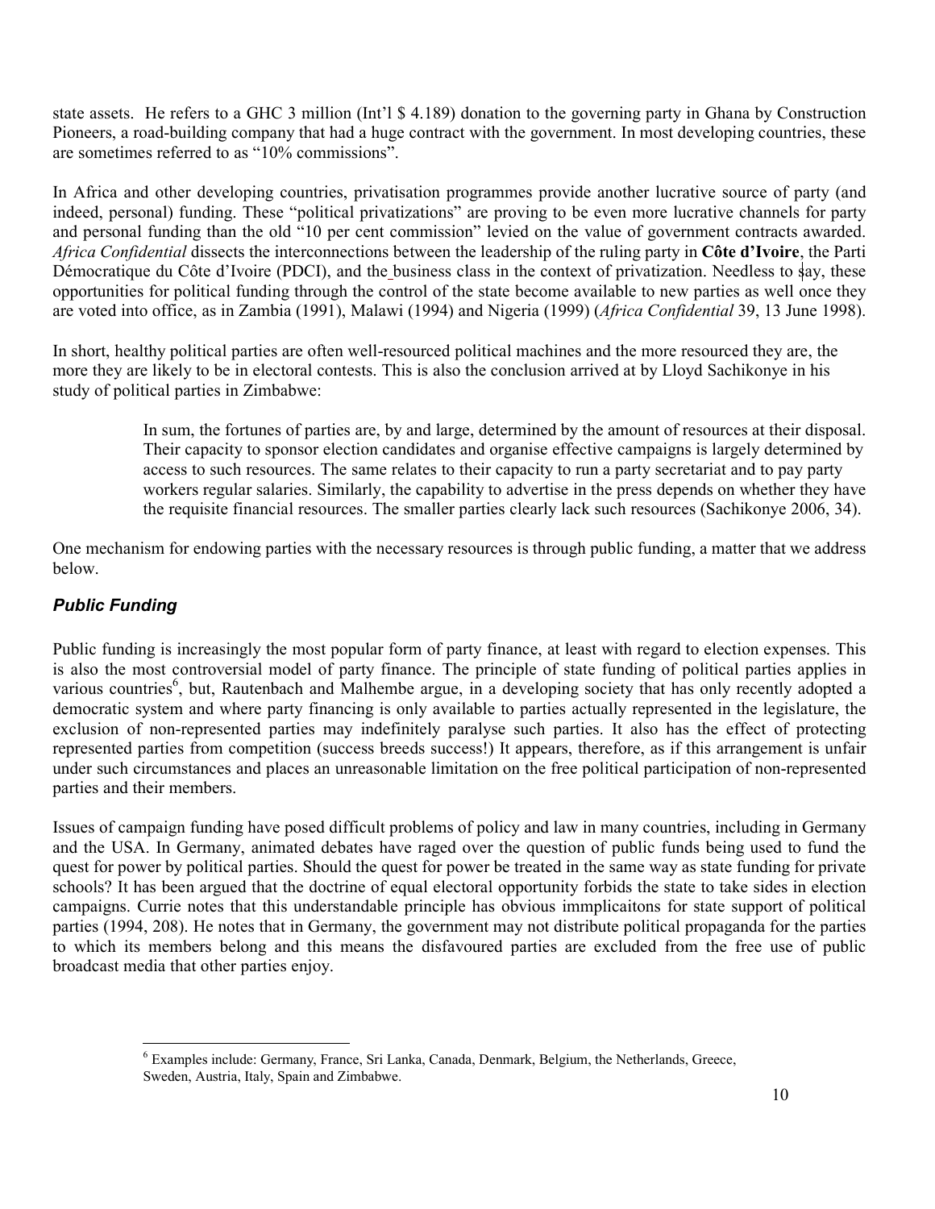state assets. He refers to a GHC 3 million (Int'l $ 4.189) donation to the governing party in Ghana by Construction Pioneers, a road-building company that had a huge contract with the government. In most developing countries, these are sometimes referred to as "10% commissions".

In Africa and other developing countries, privatisation programmes provide another lucrative source of party (and indeed, personal) funding. These "political privatizations" are proving to be even more lucrative channels for party and personal funding than the old "10 per cent commission" levied on the value of government contracts awarded. *Africa Confidential* dissects the interconnections between the leadership of the ruling party in **Côte d'Ivoire**, the Parti Démocratique du Côte d'Ivoire (PDCI), and the business class in the context of privatization. Needless to say, these opportunities for political funding through the control of the state become available to new parties as well once they are voted into office, as in Zambia (1991), Malawi (1994) and Nigeria (1999) (*Africa Confidential* 39, 13 June 1998).

In short, healthy political parties are often well-resourced political machines and the more resourced they are, the more they are likely to be in electoral contests. This is also the conclusion arrived at by Lloyd Sachikonye in his study of political parties in Zimbabwe:

> In sum, the fortunes of parties are, by and large, determined by the amount of resources at their disposal. Their capacity to sponsor election candidates and organise effective campaigns is largely determined by access to such resources. The same relates to their capacity to run a party secretariat and to pay party workers regular salaries. Similarly, the capability to advertise in the press depends on whether they have the requisite financial resources. The smaller parties clearly lack such resources (Sachikonye 2006, 34).

One mechanism for endowing parties with the necessary resources is through public funding, a matter that we address below.

### *Public Funding*

Public funding is increasingly the most popular form of party finance, at least with regard to election expenses. This is also the most controversial model of party finance. The principle of state funding of political parties applies in various countries[6], but, Rautenbach and Malhembe argue, in a developing society that has only recently adopted a democratic system and where party financing is only available to parties actually represented in the legislature, the exclusion of non-represented parties may indefinitely paralyse such parties. It also has the effect of protecting represented parties from competition (success breeds success!) It appears, therefore, as if this arrangement is unfair under such circumstances and places an unreasonable limitation on the free political participation of non-represented parties and their members.

Issues of campaign funding have posed difficult problems of policy and law in many countries, including in Germany and the USA. In Germany, animated debates have raged over the question of public funds being used to fund the quest for power by political parties. Should the quest for power be treated in the same way as state funding for private schools? It has been argued that the doctrine of equal electoral opportunity forbids the state to take sides in election campaigns. Currie notes that this understandable principle has obvious immplicaitons for state support of political parties (1994, 208). He notes that in Germany, the government may not distribute political propaganda for the parties to which its members belong and this means the disfavoured parties are excluded from the free use of public broadcast media that other parties enjoy.

---

[6] Examples include: Germany, France, Sri Lanka, Canada, Denmark, Belgium, the Netherlands, Greece, Sweden, Austria, Italy, Spain and Zimbabwe.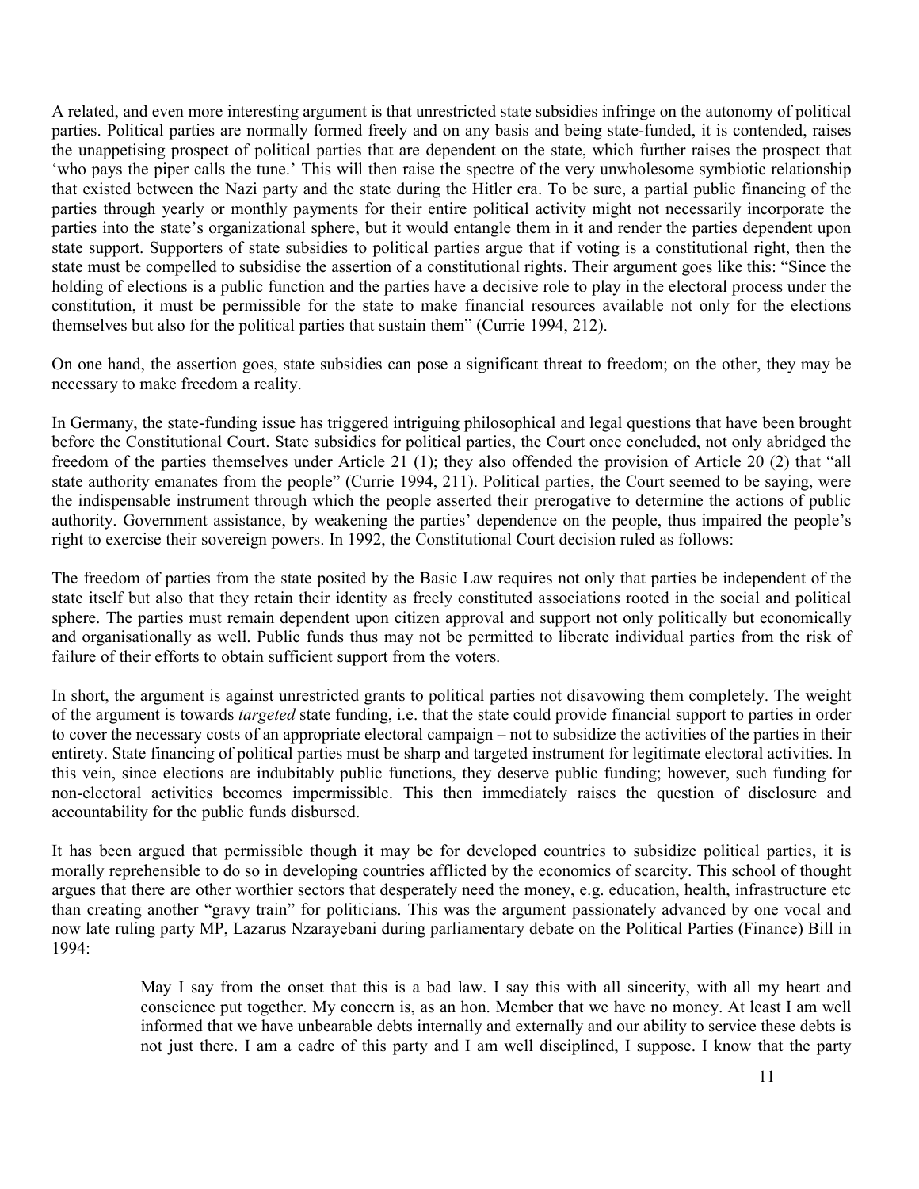A related, and even more interesting argument is that unrestricted state subsidies infringe on the autonomy of political parties. Political parties are normally formed freely and on any basis and being state-funded, it is contended, raises the unappetising prospect of political parties that are dependent on the state, which further raises the prospect that 'who pays the piper calls the tune.' This will then raise the spectre of the very unwholesome symbiotic relationship that existed between the Nazi party and the state during the Hitler era. To be sure, a partial public financing of the parties through yearly or monthly payments for their entire political activity might not necessarily incorporate the parties into the state's organizational sphere, but it would entangle them in it and render the parties dependent upon state support. Supporters of state subsidies to political parties argue that if voting is a constitutional right, then the state must be compelled to subsidise the assertion of a constitutional rights. Their argument goes like this: "Since the holding of elections is a public function and the parties have a decisive role to play in the electoral process under the constitution, it must be permissible for the state to make financial resources available not only for the elections themselves but also for the political parties that sustain them" (Currie 1994, 212).

On one hand, the assertion goes, state subsidies can pose a significant threat to freedom; on the other, they may be necessary to make freedom a reality.

In Germany, the state-funding issue has triggered intriguing philosophical and legal questions that have been brought before the Constitutional Court. State subsidies for political parties, the Court once concluded, not only abridged the freedom of the parties themselves under Article 21 (1); they also offended the provision of Article 20 (2) that "all state authority emanates from the people" (Currie 1994, 211). Political parties, the Court seemed to be saying, were the indispensable instrument through which the people asserted their prerogative to determine the actions of public authority. Government assistance, by weakening the parties' dependence on the people, thus impaired the people's right to exercise their sovereign powers. In 1992, the Constitutional Court decision ruled as follows:

The freedom of parties from the state posited by the Basic Law requires not only that parties be independent of the state itself but also that they retain their identity as freely constituted associations rooted in the social and political sphere. The parties must remain dependent upon citizen approval and support not only politically but economically and organisationally as well. Public funds thus may not be permitted to liberate individual parties from the risk of failure of their efforts to obtain sufficient support from the voters.

In short, the argument is against unrestricted grants to political parties not disavowing them completely. The weight of the argument is towards *targeted* state funding, i.e. that the state could provide financial support to parties in order to cover the necessary costs of an appropriate electoral campaign – not to subsidize the activities of the parties in their entirety. State financing of political parties must be sharp and targeted instrument for legitimate electoral activities. In this vein, since elections are indubitably public functions, they deserve public funding; however, such funding for non-electoral activities becomes impermissible. This then immediately raises the question of disclosure and accountability for the public funds disbursed.

It has been argued that permissible though it may be for developed countries to subsidize political parties, it is morally reprehensible to do so in developing countries afflicted by the economics of scarcity. This school of thought argues that there are other worthier sectors that desperately need the money, e.g. education, health, infrastructure etc than creating another "gravy train" for politicians. This was the argument passionately advanced by one vocal and now late ruling party MP, Lazarus Nzarayebani during parliamentary debate on the Political Parties (Finance) Bill in 1994:

> May I say from the onset that this is a bad law. I say this with all sincerity, with all my heart and conscience put together. My concern is, as an hon. Member that we have no money. At least I am well informed that we have unbearable debts internally and externally and our ability to service these debts is not just there. I am a cadre of this party and I am well disciplined, I suppose. I know that the party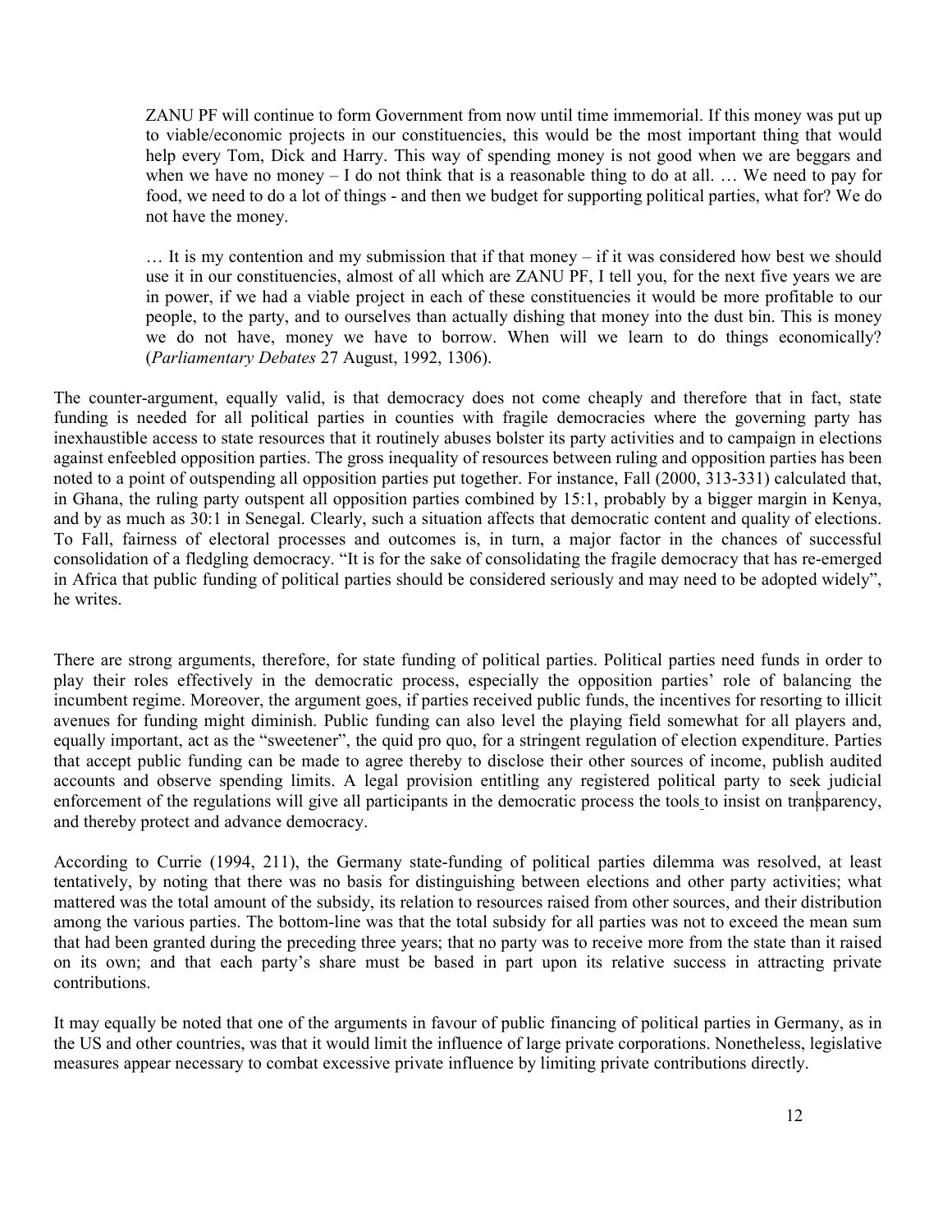> ZANU PF will continue to form Government from now until time immemorial. If this money was put up to viable/economic projects in our constituencies, this would be the most important thing that would help every Tom, Dick and Harry. This way of spending money is not good when we are beggars and when we have no money – I do not think that is a reasonable thing to do at all. … We need to pay for food, we need to do a lot of things - and then we budget for supporting political parties, what for? We do not have the money.
>
> … It is my contention and my submission that if that money – if it was considered how best we should use it in our constituencies, almost of all which are ZANU PF, I tell you, for the next five years we are in power, if we had a viable project in each of these constituencies it would be more profitable to our people, to the party, and to ourselves than actually dishing that money into the dust bin. This is money we do not have, money we have to borrow. When will we learn to do things economically? (*Parliamentary Debates* 27 August, 1992, 1306).

The counter-argument, equally valid, is that democracy does not come cheaply and therefore that in fact, state funding is needed for all political parties in counties with fragile democracies where the governing party has inexhaustible access to state resources that it routinely abuses bolster its party activities and to campaign in elections against enfeebled opposition parties. The gross inequality of resources between ruling and opposition parties has been noted to a point of outspending all opposition parties put together. For instance, Fall (2000, 313-331) calculated that, in Ghana, the ruling party outspent all opposition parties combined by 15:1, probably by a bigger margin in Kenya, and by as much as 30:1 in Senegal. Clearly, such a situation affects that democratic content and quality of elections. To Fall, fairness of electoral processes and outcomes is, in turn, a major factor in the chances of successful consolidation of a fledgling democracy. "It is for the sake of consolidating the fragile democracy that has re-emerged in Africa that public funding of political parties should be considered seriously and may need to be adopted widely", he writes.

There are strong arguments, therefore, for state funding of political parties. Political parties need funds in order to play their roles effectively in the democratic process, especially the opposition parties' role of balancing the incumbent regime. Moreover, the argument goes, if parties received public funds, the incentives for resorting to illicit avenues for funding might diminish. Public funding can also level the playing field somewhat for all players and, equally important, act as the "sweetener", the quid pro quo, for a stringent regulation of election expenditure. Parties that accept public funding can be made to agree thereby to disclose their other sources of income, publish audited accounts and observe spending limits. A legal provision entitling any registered political party to seek judicial enforcement of the regulations will give all participants in the democratic process the tools to insist on transparency, and thereby protect and advance democracy.

According to Currie (1994, 211), the Germany state-funding of political parties dilemma was resolved, at least tentatively, by noting that there was no basis for distinguishing between elections and other party activities; what mattered was the total amount of the subsidy, its relation to resources raised from other sources, and their distribution among the various parties. The bottom-line was that the total subsidy for all parties was not to exceed the mean sum that had been granted during the preceding three years; that no party was to receive more from the state than it raised on its own; and that each party's share must be based in part upon its relative success in attracting private contributions.

It may equally be noted that one of the arguments in favour of public financing of political parties in Germany, as in the US and other countries, was that it would limit the influence of large private corporations. Nonetheless, legislative measures appear necessary to combat excessive private influence by limiting private contributions directly.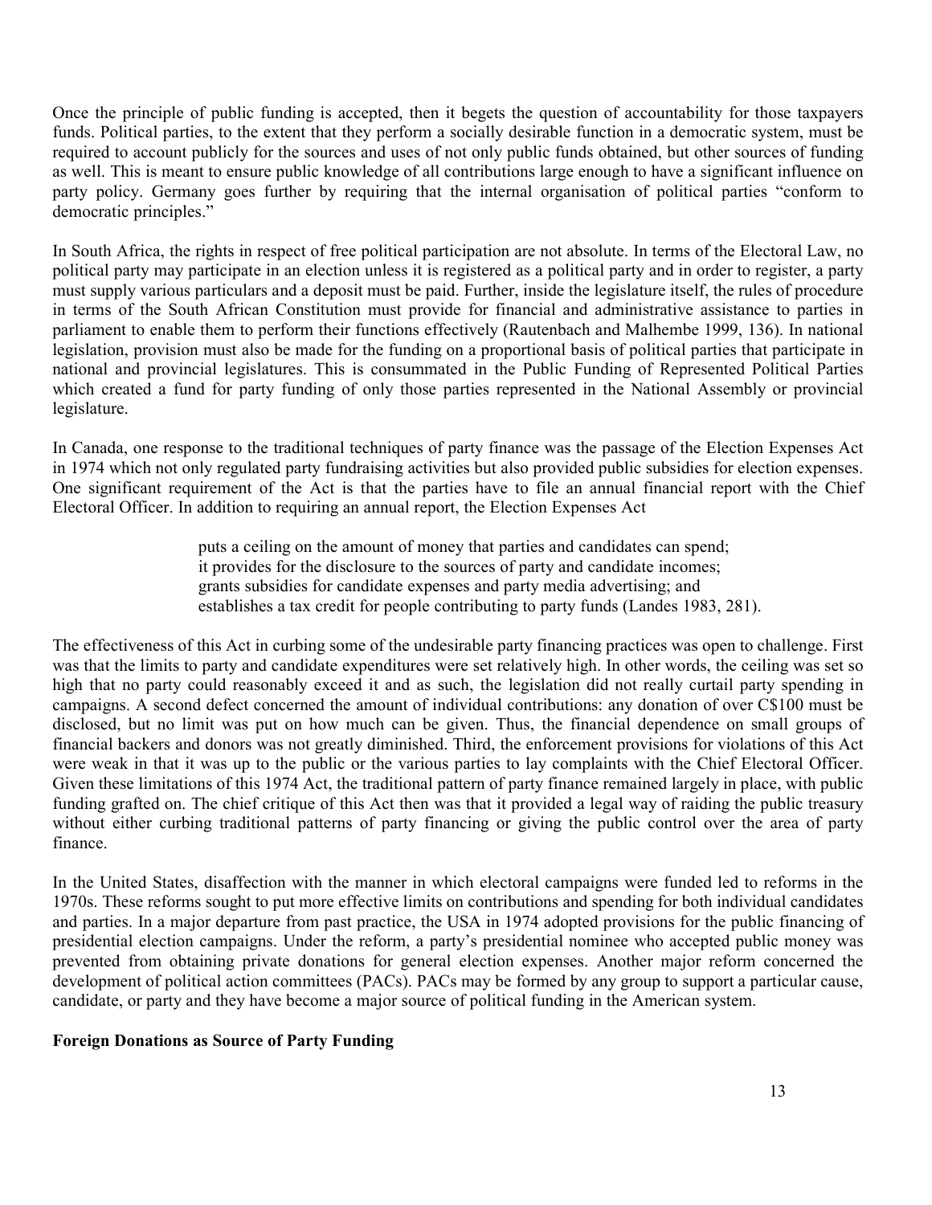Once the principle of public funding is accepted, then it begets the question of accountability for those taxpayers funds. Political parties, to the extent that they perform a socially desirable function in a democratic system, must be required to account publicly for the sources and uses of not only public funds obtained, but other sources of funding as well. This is meant to ensure public knowledge of all contributions large enough to have a significant influence on party policy. Germany goes further by requiring that the internal organisation of political parties "conform to democratic principles."

In South Africa, the rights in respect of free political participation are not absolute. In terms of the Electoral Law, no political party may participate in an election unless it is registered as a political party and in order to register, a party must supply various particulars and a deposit must be paid. Further, inside the legislature itself, the rules of procedure in terms of the South African Constitution must provide for financial and administrative assistance to parties in parliament to enable them to perform their functions effectively (Rautenbach and Malhembe 1999, 136). In national legislation, provision must also be made for the funding on a proportional basis of political parties that participate in national and provincial legislatures. This is consummated in the Public Funding of Represented Political Parties which created a fund for party funding of only those parties represented in the National Assembly or provincial legislature.

In Canada, one response to the traditional techniques of party finance was the passage of the Election Expenses Act in 1974 which not only regulated party fundraising activities but also provided public subsidies for election expenses. One significant requirement of the Act is that the parties have to file an annual financial report with the Chief Electoral Officer. In addition to requiring an annual report, the Election Expenses Act

> puts a ceiling on the amount of money that parties and candidates can spend;
> it provides for the disclosure to the sources of party and candidate incomes;
> grants subsidies for candidate expenses and party media advertising; and
> establishes a tax credit for people contributing to party funds (Landes 1983, 281).

The effectiveness of this Act in curbing some of the undesirable party financing practices was open to challenge. First was that the limits to party and candidate expenditures were set relatively high. In other words, the ceiling was set so high that no party could reasonably exceed it and as such, the legislation did not really curtail party spending in campaigns. A second defect concerned the amount of individual contributions: any donation of over C$100 must be disclosed, but no limit was put on how much can be given. Thus, the financial dependence on small groups of financial backers and donors was not greatly diminished. Third, the enforcement provisions for violations of this Act were weak in that it was up to the public or the various parties to lay complaints with the Chief Electoral Officer. Given these limitations of this 1974 Act, the traditional pattern of party finance remained largely in place, with public funding grafted on. The chief critique of this Act then was that it provided a legal way of raiding the public treasury without either curbing traditional patterns of party financing or giving the public control over the area of party finance.

In the United States, disaffection with the manner in which electoral campaigns were funded led to reforms in the 1970s. These reforms sought to put more effective limits on contributions and spending for both individual candidates and parties. In a major departure from past practice, the USA in 1974 adopted provisions for the public financing of presidential election campaigns. Under the reform, a party's presidential nominee who accepted public money was prevented from obtaining private donations for general election expenses. Another major reform concerned the development of political action committees (PACs). PACs may be formed by any group to support a particular cause, candidate, or party and they have become a major source of political funding in the American system.

**Foreign Donations as Source of Party Funding**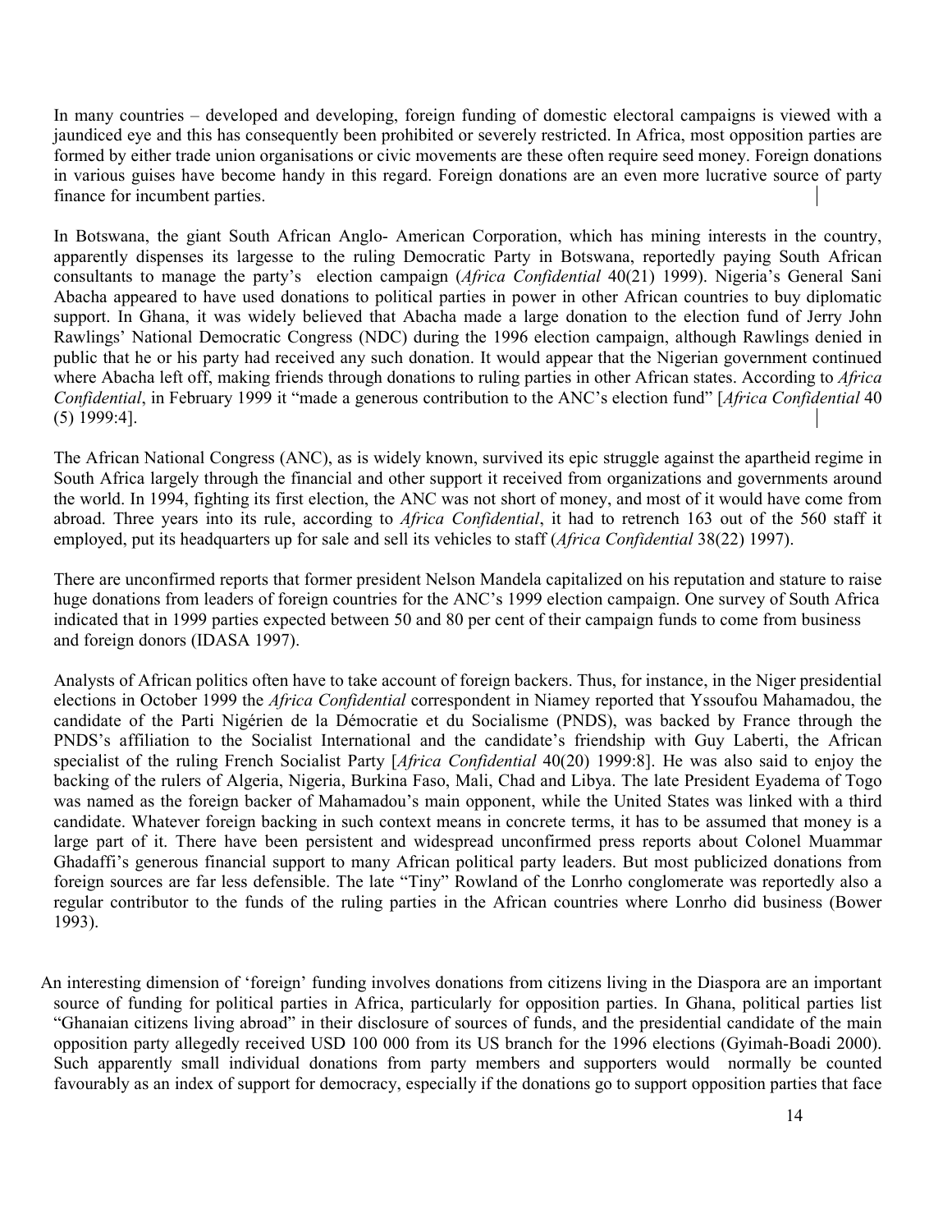In many countries – developed and developing, foreign funding of domestic electoral campaigns is viewed with a jaundiced eye and this has consequently been prohibited or severely restricted. In Africa, most opposition parties are formed by either trade union organisations or civic movements are these often require seed money. Foreign donations in various guises have become handy in this regard. Foreign donations are an even more lucrative source of party finance for incumbent parties.

In Botswana, the giant South African Anglo- American Corporation, which has mining interests in the country, apparently dispenses its largesse to the ruling Democratic Party in Botswana, reportedly paying South African consultants to manage the party's election campaign (*Africa Confidential* 40(21) 1999). Nigeria's General Sani Abacha appeared to have used donations to political parties in power in other African countries to buy diplomatic support. In Ghana, it was widely believed that Abacha made a large donation to the election fund of Jerry John Rawlings' National Democratic Congress (NDC) during the 1996 election campaign, although Rawlings denied in public that he or his party had received any such donation. It would appear that the Nigerian government continued where Abacha left off, making friends through donations to ruling parties in other African states. According to *Africa Confidential*, in February 1999 it "made a generous contribution to the ANC's election fund" [*Africa Confidential* 40 (5) 1999:4].

The African National Congress (ANC), as is widely known, survived its epic struggle against the apartheid regime in South Africa largely through the financial and other support it received from organizations and governments around the world. In 1994, fighting its first election, the ANC was not short of money, and most of it would have come from abroad. Three years into its rule, according to *Africa Confidential*, it had to retrench 163 out of the 560 staff it employed, put its headquarters up for sale and sell its vehicles to staff (*Africa Confidential* 38(22) 1997).

There are unconfirmed reports that former president Nelson Mandela capitalized on his reputation and stature to raise huge donations from leaders of foreign countries for the ANC's 1999 election campaign. One survey of South Africa indicated that in 1999 parties expected between 50 and 80 per cent of their campaign funds to come from business and foreign donors (IDASA 1997).

Analysts of African politics often have to take account of foreign backers. Thus, for instance, in the Niger presidential elections in October 1999 the *Africa Confidential* correspondent in Niamey reported that Yssoufou Mahamadou, the candidate of the Parti Nigérien de la Démocratie et du Socialisme (PNDS), was backed by France through the PNDS's affiliation to the Socialist International and the candidate's friendship with Guy Laberti, the African specialist of the ruling French Socialist Party [*Africa Confidential* 40(20) 1999:8]. He was also said to enjoy the backing of the rulers of Algeria, Nigeria, Burkina Faso, Mali, Chad and Libya. The late President Eyadema of Togo was named as the foreign backer of Mahamadou's main opponent, while the United States was linked with a third candidate. Whatever foreign backing in such context means in concrete terms, it has to be assumed that money is a large part of it. There have been persistent and widespread unconfirmed press reports about Colonel Muammar Ghadaffi's generous financial support to many African political party leaders. But most publicized donations from foreign sources are far less defensible. The late "Tiny" Rowland of the Lonrho conglomerate was reportedly also a regular contributor to the funds of the ruling parties in the African countries where Lonrho did business (Bower 1993).

An interesting dimension of 'foreign' funding involves donations from citizens living in the Diaspora are an important source of funding for political parties in Africa, particularly for opposition parties. In Ghana, political parties list "Ghanaian citizens living abroad" in their disclosure of sources of funds, and the presidential candidate of the main opposition party allegedly received USD 100 000 from its US branch for the 1996 elections (Gyimah-Boadi 2000). Such apparently small individual donations from party members and supporters would normally be counted favourably as an index of support for democracy, especially if the donations go to support opposition parties that face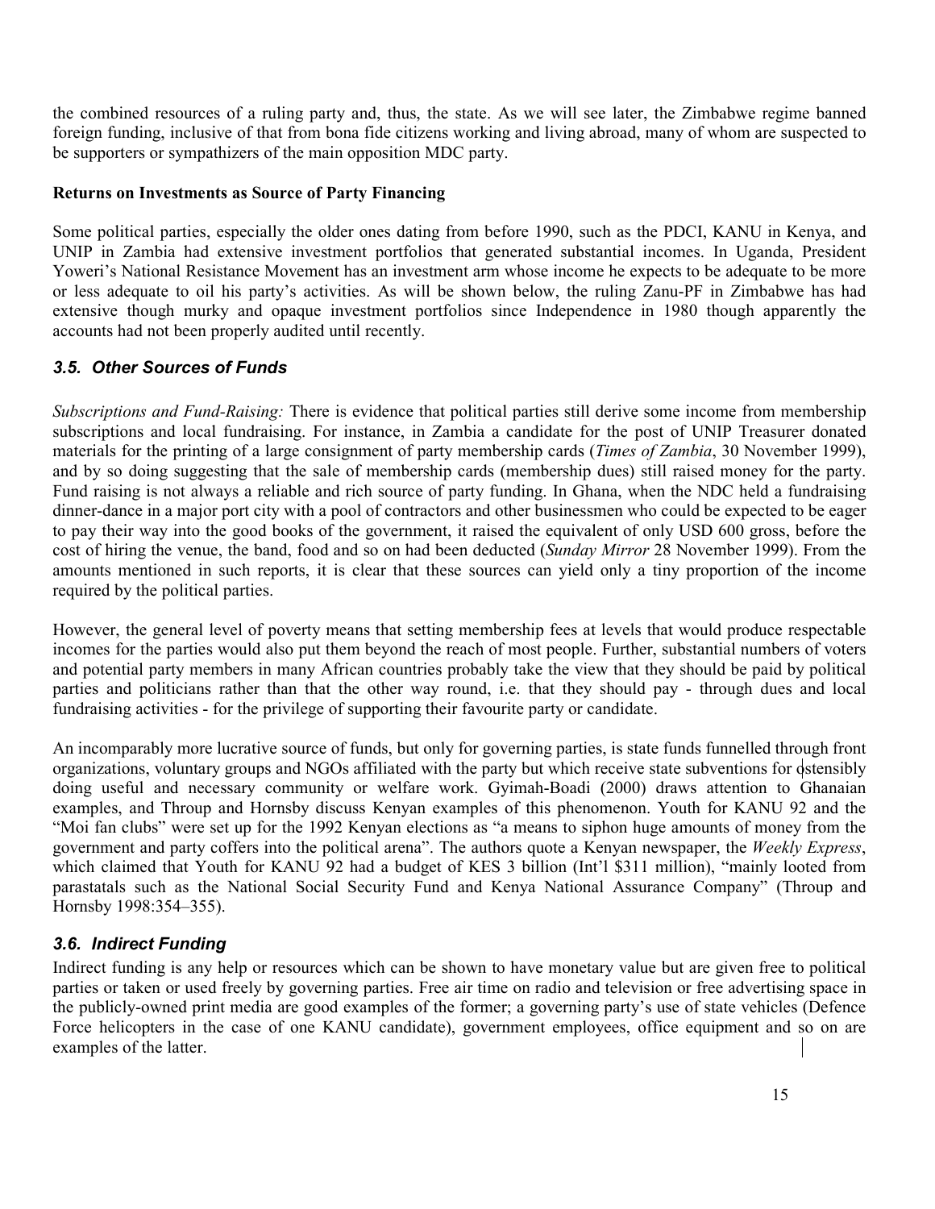the combined resources of a ruling party and, thus, the state. As we will see later, the Zimbabwe regime banned foreign funding, inclusive of that from bona fide citizens working and living abroad, many of whom are suspected to be supporters or sympathizers of the main opposition MDC party.

**Returns on Investments as Source of Party Financing**

Some political parties, especially the older ones dating from before 1990, such as the PDCI, KANU in Kenya, and UNIP in Zambia had extensive investment portfolios that generated substantial incomes. In Uganda, President Yoweri's National Resistance Movement has an investment arm whose income he expects to be adequate to be more or less adequate to oil his party's activities. As will be shown below, the ruling Zanu-PF in Zimbabwe has had extensive though murky and opaque investment portfolios since Independence in 1980 though apparently the accounts had not been properly audited until recently.

### *3.5. Other Sources of Funds*

*Subscriptions and Fund-Raising:* There is evidence that political parties still derive some income from membership subscriptions and local fundraising. For instance, in Zambia a candidate for the post of UNIP Treasurer donated materials for the printing of a large consignment of party membership cards (*Times of Zambia*, 30 November 1999), and by so doing suggesting that the sale of membership cards (membership dues) still raised money for the party. Fund raising is not always a reliable and rich source of party funding. In Ghana, when the NDC held a fundraising dinner-dance in a major port city with a pool of contractors and other businessmen who could be expected to be eager to pay their way into the good books of the government, it raised the equivalent of only USD 600 gross, before the cost of hiring the venue, the band, food and so on had been deducted (*Sunday Mirror* 28 November 1999). From the amounts mentioned in such reports, it is clear that these sources can yield only a tiny proportion of the income required by the political parties.

However, the general level of poverty means that setting membership fees at levels that would produce respectable incomes for the parties would also put them beyond the reach of most people. Further, substantial numbers of voters and potential party members in many African countries probably take the view that they should be paid by political parties and politicians rather than that the other way round, i.e. that they should pay - through dues and local fundraising activities - for the privilege of supporting their favourite party or candidate.

An incomparably more lucrative source of funds, but only for governing parties, is state funds funnelled through front organizations, voluntary groups and NGOs affiliated with the party but which receive state subventions for ostensibly doing useful and necessary community or welfare work. Gyimah-Boadi (2000) draws attention to Ghanaian examples, and Throup and Hornsby discuss Kenyan examples of this phenomenon. Youth for KANU 92 and the "Moi fan clubs" were set up for the 1992 Kenyan elections as "a means to siphon huge amounts of money from the government and party coffers into the political arena". The authors quote a Kenyan newspaper, the *Weekly Express*, which claimed that Youth for KANU 92 had a budget of KES 3 billion (Int'l \$311 million), "mainly looted from parastatals such as the National Social Security Fund and Kenya National Assurance Company" (Throup and Hornsby 1998:354–355).

### *3.6. Indirect Funding*

Indirect funding is any help or resources which can be shown to have monetary value but are given free to political parties or taken or used freely by governing parties. Free air time on radio and television or free advertising space in the publicly-owned print media are good examples of the former; a governing party's use of state vehicles (Defence Force helicopters in the case of one KANU candidate), government employees, office equipment and so on are examples of the latter.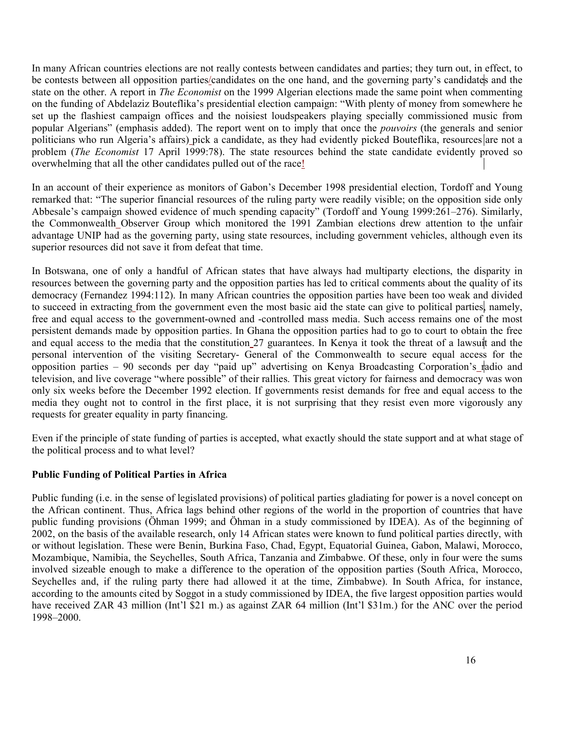In many African countries elections are not really contests between candidates and parties; they turn out, in effect, to be contests between all opposition parties/candidates on the one hand, and the governing party's candidates and the state on the other. A report in *The Economist* on the 1999 Algerian elections made the same point when commenting on the funding of Abdelaziz Bouteflika's presidential election campaign: "With plenty of money from somewhere he set up the flashiest campaign offices and the noisiest loudspeakers playing specially commissioned music from popular Algerians" (emphasis added). The report went on to imply that once the *pouvoirs* (the generals and senior politicians who run Algeria's affairs) pick a candidate, as they had evidently picked Bouteflika, resources are not a problem (*The Economist* 17 April 1999:78). The state resources behind the state candidate evidently proved so overwhelming that all the other candidates pulled out of the race!

In an account of their experience as monitors of Gabon's December 1998 presidential election, Tordoff and Young remarked that: "The superior financial resources of the ruling party were readily visible; on the opposition side only Abbesale's campaign showed evidence of much spending capacity" (Tordoff and Young 1999:261–276). Similarly, the Commonwealth Observer Group which monitored the 1991 Zambian elections drew attention to the unfair advantage UNIP had as the governing party, using state resources, including government vehicles, although even its superior resources did not save it from defeat that time.

In Botswana, one of only a handful of African states that have always had multiparty elections, the disparity in resources between the governing party and the opposition parties has led to critical comments about the quality of its democracy (Fernandez 1994:112). In many African countries the opposition parties have been too weak and divided to succeed in extracting from the government even the most basic aid the state can give to political parties, namely, free and equal access to the government-owned and -controlled mass media. Such access remains one of the most persistent demands made by opposition parties. In Ghana the opposition parties had to go to court to obtain the free and equal access to the media that the constitution 27 guarantees. In Kenya it took the threat of a lawsuit and the personal intervention of the visiting Secretary- General of the Commonwealth to secure equal access for the opposition parties – 90 seconds per day "paid up" advertising on Kenya Broadcasting Corporation's radio and television, and live coverage "where possible" of their rallies. This great victory for fairness and democracy was won only six weeks before the December 1992 election. If governments resist demands for free and equal access to the media they ought not to control in the first place, it is not surprising that they resist even more vigorously any requests for greater equality in party financing.

Even if the principle of state funding of parties is accepted, what exactly should the state support and at what stage of the political process and to what level?

**Public Funding of Political Parties in Africa**

Public funding (i.e. in the sense of legislated provisions) of political parties gladiating for power is a novel concept on the African continent. Thus, Africa lags behind other regions of the world in the proportion of countries that have public funding provisions (Öhman 1999; and Öhman in a study commissioned by IDEA). As of the beginning of 2002, on the basis of the available research, only 14 African states were known to fund political parties directly, with or without legislation. These were Benin, Burkina Faso, Chad, Egypt, Equatorial Guinea, Gabon, Malawi, Morocco, Mozambique, Namibia, the Seychelles, South Africa, Tanzania and Zimbabwe. Of these, only in four were the sums involved sizeable enough to make a difference to the operation of the opposition parties (South Africa, Morocco, Seychelles and, if the ruling party there had allowed it at the time, Zimbabwe). In South Africa, for instance, according to the amounts cited by Soggot in a study commissioned by IDEA, the five largest opposition parties would have received ZAR 43 million (Int'l \$21 m.) as against ZAR 64 million (Int'l \$31m.) for the ANC over the period 1998–2000.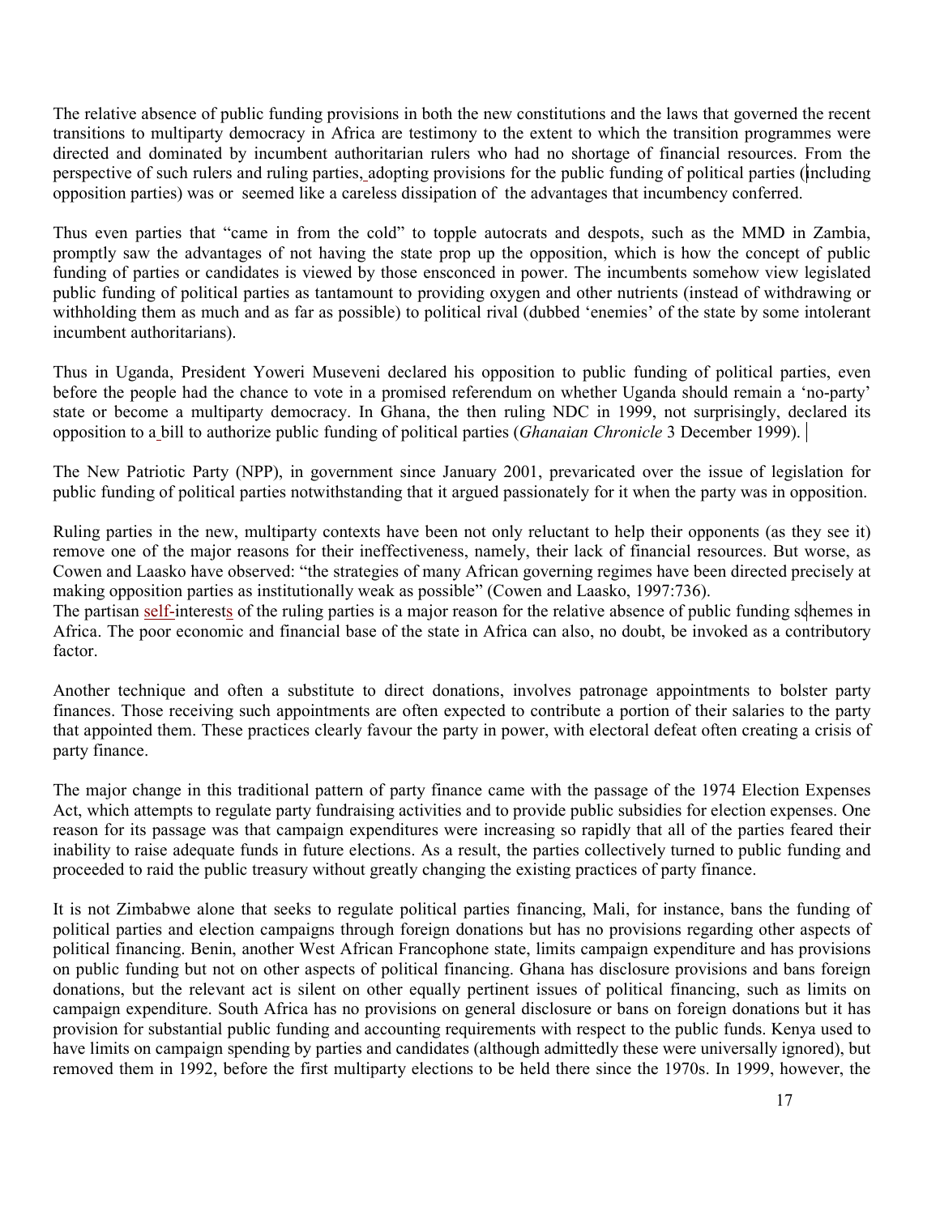The relative absence of public funding provisions in both the new constitutions and the laws that governed the recent transitions to multiparty democracy in Africa are testimony to the extent to which the transition programmes were directed and dominated by incumbent authoritarian rulers who had no shortage of financial resources. From the perspective of such rulers and ruling parties, adopting provisions for the public funding of political parties (including opposition parties) was or seemed like a careless dissipation of the advantages that incumbency conferred.

Thus even parties that "came in from the cold" to topple autocrats and despots, such as the MMD in Zambia, promptly saw the advantages of not having the state prop up the opposition, which is how the concept of public funding of parties or candidates is viewed by those ensconced in power. The incumbents somehow view legislated public funding of political parties as tantamount to providing oxygen and other nutrients (instead of withdrawing or withholding them as much and as far as possible) to political rival (dubbed 'enemies' of the state by some intolerant incumbent authoritarians).

Thus in Uganda, President Yoweri Museveni declared his opposition to public funding of political parties, even before the people had the chance to vote in a promised referendum on whether Uganda should remain a 'no-party' state or become a multiparty democracy. In Ghana, the then ruling NDC in 1999, not surprisingly, declared its opposition to a bill to authorize public funding of political parties (*Ghanaian Chronicle* 3 December 1999).

The New Patriotic Party (NPP), in government since January 2001, prevaricated over the issue of legislation for public funding of political parties notwithstanding that it argued passionately for it when the party was in opposition.

Ruling parties in the new, multiparty contexts have been not only reluctant to help their opponents (as they see it) remove one of the major reasons for their ineffectiveness, namely, their lack of financial resources. But worse, as Cowen and Laasko have observed: "the strategies of many African governing regimes have been directed precisely at making opposition parties as institutionally weak as possible" (Cowen and Laasko, 1997:736).
The partisan self-interests of the ruling parties is a major reason for the relative absence of public funding schemes in Africa. The poor economic and financial base of the state in Africa can also, no doubt, be invoked as a contributory factor.

Another technique and often a substitute to direct donations, involves patronage appointments to bolster party finances. Those receiving such appointments are often expected to contribute a portion of their salaries to the party that appointed them. These practices clearly favour the party in power, with electoral defeat often creating a crisis of party finance.

The major change in this traditional pattern of party finance came with the passage of the 1974 Election Expenses Act, which attempts to regulate party fundraising activities and to provide public subsidies for election expenses. One reason for its passage was that campaign expenditures were increasing so rapidly that all of the parties feared their inability to raise adequate funds in future elections. As a result, the parties collectively turned to public funding and proceeded to raid the public treasury without greatly changing the existing practices of party finance.

It is not Zimbabwe alone that seeks to regulate political parties financing, Mali, for instance, bans the funding of political parties and election campaigns through foreign donations but has no provisions regarding other aspects of political financing. Benin, another West African Francophone state, limits campaign expenditure and has provisions on public funding but not on other aspects of political financing. Ghana has disclosure provisions and bans foreign donations, but the relevant act is silent on other equally pertinent issues of political financing, such as limits on campaign expenditure. South Africa has no provisions on general disclosure or bans on foreign donations but it has provision for substantial public funding and accounting requirements with respect to the public funds. Kenya used to have limits on campaign spending by parties and candidates (although admittedly these were universally ignored), but removed them in 1992, before the first multiparty elections to be held there since the 1970s. In 1999, however, the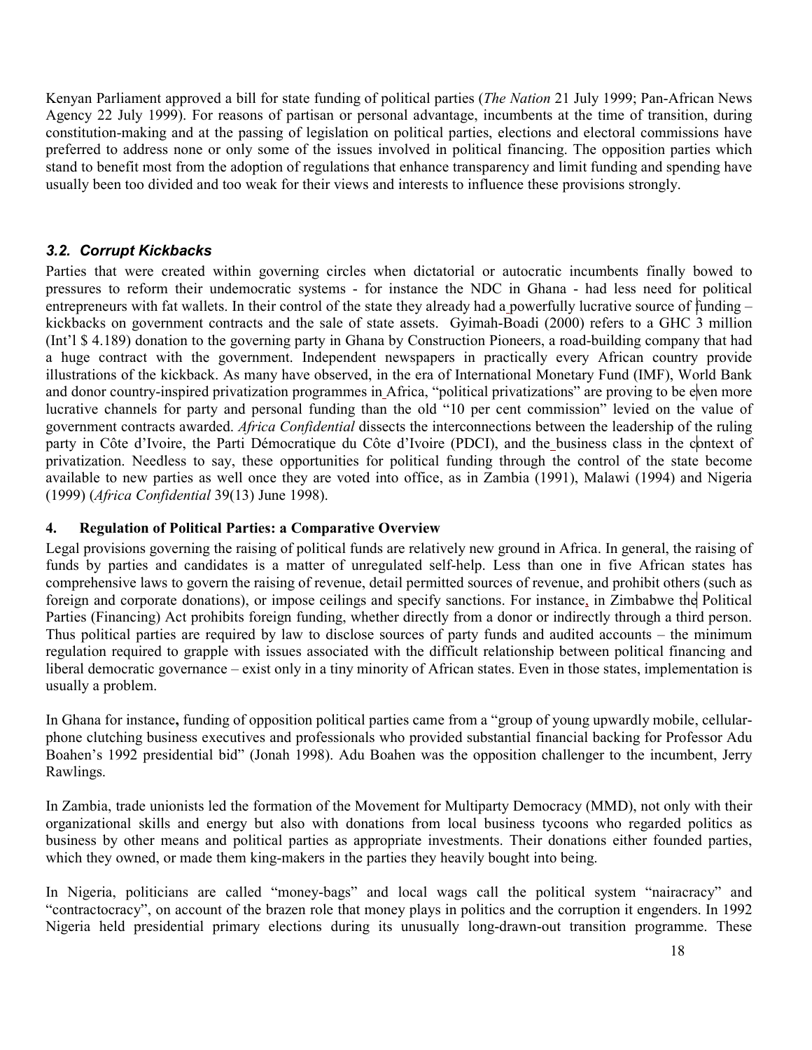Kenyan Parliament approved a bill for state funding of political parties (*The Nation* 21 July 1999; Pan-African News Agency 22 July 1999). For reasons of partisan or personal advantage, incumbents at the time of transition, during constitution-making and at the passing of legislation on political parties, elections and electoral commissions have preferred to address none or only some of the issues involved in political financing. The opposition parties which stand to benefit most from the adoption of regulations that enhance transparency and limit funding and spending have usually been too divided and too weak for their views and interests to influence these provisions strongly.

### *3.2. Corrupt Kickbacks*

Parties that were created within governing circles when dictatorial or autocratic incumbents finally bowed to pressures to reform their undemocratic systems - for instance the NDC in Ghana - had less need for political entrepreneurs with fat wallets. In their control of the state they already had a powerfully lucrative source of funding – kickbacks on government contracts and the sale of state assets. Gyimah-Boadi (2000) refers to a GHC 3 million (Int'l $ 4.189) donation to the governing party in Ghana by Construction Pioneers, a road-building company that had a huge contract with the government. Independent newspapers in practically every African country provide illustrations of the kickback. As many have observed, in the era of International Monetary Fund (IMF), World Bank and donor country-inspired privatization programmes in Africa, "political privatizations" are proving to be even more lucrative channels for party and personal funding than the old "10 per cent commission" levied on the value of government contracts awarded. *Africa Confidential* dissects the interconnections between the leadership of the ruling party in Côte d'Ivoire, the Parti Démocratique du Côte d'Ivoire (PDCI), and the business class in the context of privatization. Needless to say, these opportunities for political funding through the control of the state become available to new parties as well once they are voted into office, as in Zambia (1991), Malawi (1994) and Nigeria (1999) (*Africa Confidential* 39(13) June 1998).

## 4. Regulation of Political Parties: a Comparative Overview

Legal provisions governing the raising of political funds are relatively new ground in Africa. In general, the raising of funds by parties and candidates is a matter of unregulated self-help. Less than one in five African states has comprehensive laws to govern the raising of revenue, detail permitted sources of revenue, and prohibit others (such as foreign and corporate donations), or impose ceilings and specify sanctions. For instance, in Zimbabwe the Political Parties (Financing) Act prohibits foreign funding, whether directly from a donor or indirectly through a third person. Thus political parties are required by law to disclose sources of party funds and audited accounts – the minimum regulation required to grapple with issues associated with the difficult relationship between political financing and liberal democratic governance – exist only in a tiny minority of African states. Even in those states, implementation is usually a problem.

In Ghana for instance**,** funding of opposition political parties came from a "group of young upwardly mobile, cellular-phone clutching business executives and professionals who provided substantial financial backing for Professor Adu Boahen's 1992 presidential bid" (Jonah 1998). Adu Boahen was the opposition challenger to the incumbent, Jerry Rawlings.

In Zambia, trade unionists led the formation of the Movement for Multiparty Democracy (MMD), not only with their organizational skills and energy but also with donations from local business tycoons who regarded politics as business by other means and political parties as appropriate investments. Their donations either founded parties, which they owned, or made them king-makers in the parties they heavily bought into being.

In Nigeria, politicians are called "money-bags" and local wags call the political system "nairacracy" and "contractocracy", on account of the brazen role that money plays in politics and the corruption it engenders. In 1992 Nigeria held presidential primary elections during its unusually long-drawn-out transition programme. These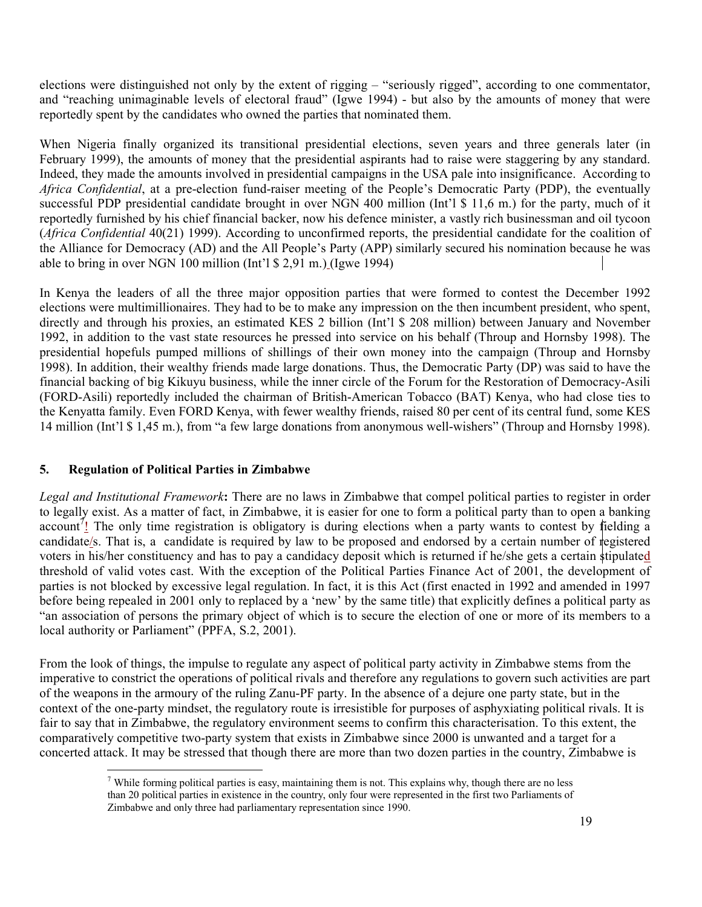elections were distinguished not only by the extent of rigging – "seriously rigged", according to one commentator, and "reaching unimaginable levels of electoral fraud" (Igwe 1994) - but also by the amounts of money that were reportedly spent by the candidates who owned the parties that nominated them.

When Nigeria finally organized its transitional presidential elections, seven years and three generals later (in February 1999), the amounts of money that the presidential aspirants had to raise were staggering by any standard. Indeed, they made the amounts involved in presidential campaigns in the USA pale into insignificance. According to *Africa Confidential*, at a pre-election fund-raiser meeting of the People's Democratic Party (PDP), the eventually successful PDP presidential candidate brought in over NGN 400 million (Int'l $ 11,6 m.) for the party, much of it reportedly furnished by his chief financial backer, now his defence minister, a vastly rich businessman and oil tycoon (*Africa Confidential* 40(21) 1999). According to unconfirmed reports, the presidential candidate for the coalition of the Alliance for Democracy (AD) and the All People's Party (APP) similarly secured his nomination because he was able to bring in over NGN 100 million (Int'l $ 2,91 m.) (Igwe 1994)

In Kenya the leaders of all the three major opposition parties that were formed to contest the December 1992 elections were multimillionaires. They had to be to make any impression on the then incumbent president, who spent, directly and through his proxies, an estimated KES 2 billion (Int'l $ 208 million) between January and November 1992, in addition to the vast state resources he pressed into service on his behalf (Throup and Hornsby 1998). The presidential hopefuls pumped millions of shillings of their own money into the campaign (Throup and Hornsby 1998). In addition, their wealthy friends made large donations. Thus, the Democratic Party (DP) was said to have the financial backing of big Kikuyu business, while the inner circle of the Forum for the Restoration of Democracy-Asili (FORD-Asili) reportedly included the chairman of British-American Tobacco (BAT) Kenya, who had close ties to the Kenyatta family. Even FORD Kenya, with fewer wealthy friends, raised 80 per cent of its central fund, some KES 14 million (Int'l $ 1,45 m.), from "a few large donations from anonymous well-wishers" (Throup and Hornsby 1998).

## 5. Regulation of Political Parties in Zimbabwe

*Legal and Institutional Framework*: There are no laws in Zimbabwe that compel political parties to register in order to legally exist. As a matter of fact, in Zimbabwe, it is easier for one to form a political party than to open a banking account[7]! The only time registration is obligatory is during elections when a party wants to contest by fielding a candidate/s. That is, a candidate is required by law to be proposed and endorsed by a certain number of registered voters in his/her constituency and has to pay a candidacy deposit which is returned if he/she gets a certain stipulated threshold of valid votes cast. With the exception of the Political Parties Finance Act of 2001, the development of parties is not blocked by excessive legal regulation. In fact, it is this Act (first enacted in 1992 and amended in 1997 before being repealed in 2001 only to replaced by a 'new' by the same title) that explicitly defines a political party as "an association of persons the primary object of which is to secure the election of one or more of its members to a local authority or Parliament" (PPFA, S.2, 2001).

From the look of things, the impulse to regulate any aspect of political party activity in Zimbabwe stems from the imperative to constrict the operations of political rivals and therefore any regulations to govern such activities are part of the weapons in the armoury of the ruling Zanu-PF party. In the absence of a dejure one party state, but in the context of the one-party mindset, the regulatory route is irresistible for purposes of asphyxiating political rivals. It is fair to say that in Zimbabwe, the regulatory environment seems to confirm this characterisation. To this extent, the comparatively competitive two-party system that exists in Zimbabwe since 2000 is unwanted and a target for a concerted attack. It may be stressed that though there are more than two dozen parties in the country, Zimbabwe is

[7] While forming political parties is easy, maintaining them is not. This explains why, though there are no less than 20 political parties in existence in the country, only four were represented in the first two Parliaments of Zimbabwe and only three had parliamentary representation since 1990.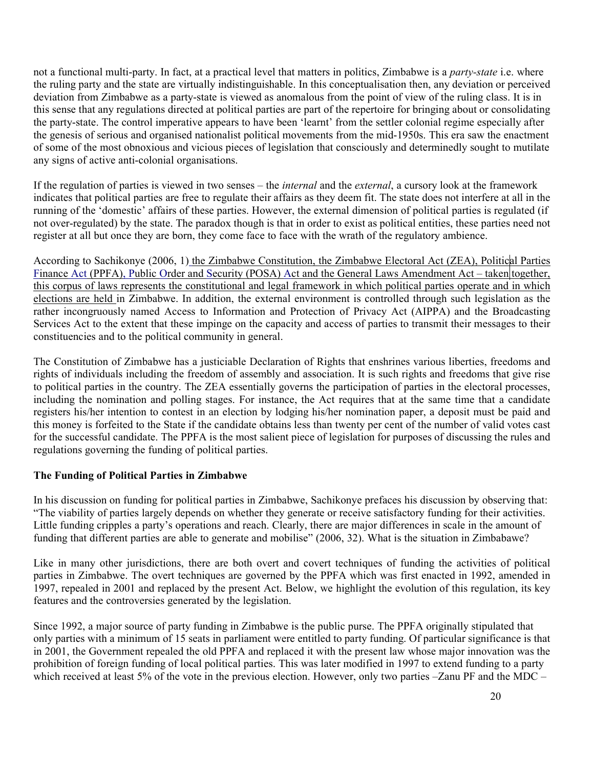not a functional multi-party. In fact, at a practical level that matters in politics, Zimbabwe is a *party-state* i.e. where the ruling party and the state are virtually indistinguishable. In this conceptualisation then, any deviation or perceived deviation from Zimbabwe as a party-state is viewed as anomalous from the point of view of the ruling class. It is in this sense that any regulations directed at political parties are part of the repertoire for bringing about or consolidating the party-state. The control imperative appears to have been 'learnt' from the settler colonial regime especially after the genesis of serious and organised nationalist political movements from the mid-1950s. This era saw the enactment of some of the most obnoxious and vicious pieces of legislation that consciously and determinedly sought to mutilate any signs of active anti-colonial organisations.

If the regulation of parties is viewed in two senses – the *internal* and the *external*, a cursory look at the framework indicates that political parties are free to regulate their affairs as they deem fit. The state does not interfere at all in the running of the 'domestic' affairs of these parties. However, the external dimension of political parties is regulated (if not over-regulated) by the state. The paradox though is that in order to exist as political entities, these parties need not register at all but once they are born, they come face to face with the wrath of the regulatory ambience.

According to Sachikonye (2006, 1) the Zimbabwe Constitution, the Zimbabwe Electoral Act (ZEA), Political Parties Finance Act (PPFA), Public Order and Security (POSA) Act and the General Laws Amendment Act – taken together, this corpus of laws represents the constitutional and legal framework in which political parties operate and in which elections are held in Zimbabwe. In addition, the external environment is controlled through such legislation as the rather incongruously named Access to Information and Protection of Privacy Act (AIPPA) and the Broadcasting Services Act to the extent that these impinge on the capacity and access of parties to transmit their messages to their constituencies and to the political community in general.

The Constitution of Zimbabwe has a justiciable Declaration of Rights that enshrines various liberties, freedoms and rights of individuals including the freedom of assembly and association. It is such rights and freedoms that give rise to political parties in the country. The ZEA essentially governs the participation of parties in the electoral processes, including the nomination and polling stages. For instance, the Act requires that at the same time that a candidate registers his/her intention to contest in an election by lodging his/her nomination paper, a deposit must be paid and this money is forfeited to the State if the candidate obtains less than twenty per cent of the number of valid votes cast for the successful candidate. The PPFA is the most salient piece of legislation for purposes of discussing the rules and regulations governing the funding of political parties.

**The Funding of Political Parties in Zimbabwe**

In his discussion on funding for political parties in Zimbabwe, Sachikonye prefaces his discussion by observing that: "The viability of parties largely depends on whether they generate or receive satisfactory funding for their activities. Little funding cripples a party's operations and reach. Clearly, there are major differences in scale in the amount of funding that different parties are able to generate and mobilise" (2006, 32). What is the situation in Zimbabawe?

Like in many other jurisdictions, there are both overt and covert techniques of funding the activities of political parties in Zimbabwe. The overt techniques are governed by the PPFA which was first enacted in 1992, amended in 1997, repealed in 2001 and replaced by the present Act. Below, we highlight the evolution of this regulation, its key features and the controversies generated by the legislation.

Since 1992, a major source of party funding in Zimbabwe is the public purse. The PPFA originally stipulated that only parties with a minimum of 15 seats in parliament were entitled to party funding. Of particular significance is that in 2001, the Government repealed the old PPFA and replaced it with the present law whose major innovation was the prohibition of foreign funding of local political parties. This was later modified in 1997 to extend funding to a party which received at least 5% of the vote in the previous election. However, only two parties –Zanu PF and the MDC –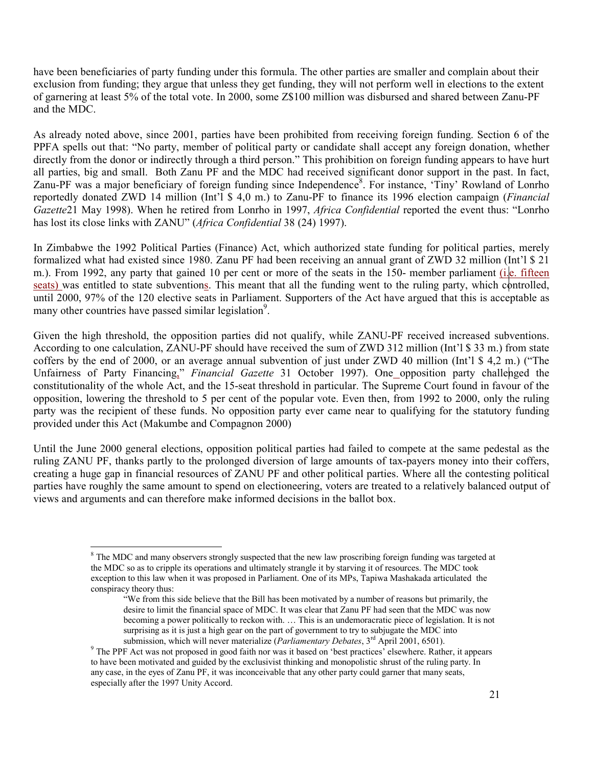have been beneficiaries of party funding under this formula. The other parties are smaller and complain about their exclusion from funding; they argue that unless they get funding, they will not perform well in elections to the extent of garnering at least 5% of the total vote. In 2000, some Z$100 million was disbursed and shared between Zanu-PF and the MDC.

As already noted above, since 2001, parties have been prohibited from receiving foreign funding. Section 6 of the PPFA spells out that: "No party, member of political party or candidate shall accept any foreign donation, whether directly from the donor or indirectly through a third person." This prohibition on foreign funding appears to have hurt all parties, big and small. Both Zanu PF and the MDC had received significant donor support in the past. In fact, Zanu-PF was a major beneficiary of foreign funding since Independence[8]. For instance, 'Tiny' Rowland of Lonrho reportedly donated ZWD 14 million (Int'l $ 4,0 m.) to Zanu-PF to finance its 1996 election campaign (*Financial Gazette*21 May 1998). When he retired from Lonrho in 1997, *Africa Confidential* reported the event thus: "Lonrho has lost its close links with ZANU" (*Africa Confidential* 38 (24) 1997).

In Zimbabwe the 1992 Political Parties (Finance) Act, which authorized state funding for political parties, merely formalized what had existed since 1980. Zanu PF had been receiving an annual grant of ZWD 32 million (Int'l $ 21 m.). From 1992, any party that gained 10 per cent or more of the seats in the 150- member parliament (i.e. fifteen seats) was entitled to state subventions. This meant that all the funding went to the ruling party, which controlled, until 2000, 97% of the 120 elective seats in Parliament. Supporters of the Act have argued that this is acceptable as many other countries have passed similar legislation[9].

Given the high threshold, the opposition parties did not qualify, while ZANU-PF received increased subventions. According to one calculation, ZANU-PF should have received the sum of ZWD 312 million (Int'l $ 33 m.) from state coffers by the end of 2000, or an average annual subvention of just under ZWD 40 million (Int'l $ 4,2 m.) ("The Unfairness of Party Financing," *Financial Gazette* 31 October 1997). One opposition party challenged the constitutionality of the whole Act, and the 15-seat threshold in particular. The Supreme Court found in favour of the opposition, lowering the threshold to 5 per cent of the popular vote. Even then, from 1992 to 2000, only the ruling party was the recipient of these funds. No opposition party ever came near to qualifying for the statutory funding provided under this Act (Makumbe and Compagnon 2000)

Until the June 2000 general elections, opposition political parties had failed to compete at the same pedestal as the ruling ZANU PF, thanks partly to the prolonged diversion of large amounts of tax-payers money into their coffers, creating a huge gap in financial resources of ZANU PF and other political parties. Where all the contesting political parties have roughly the same amount to spend on electioneering, voters are treated to a relatively balanced output of views and arguments and can therefore make informed decisions in the ballot box.

---

[8] The MDC and many observers strongly suspected that the new law proscribing foreign funding was targeted at the MDC so as to cripple its operations and ultimately strangle it by starving it of resources. The MDC took exception to this law when it was proposed in Parliament. One of its MPs, Tapiwa Mashakada articulated the conspiracy theory thus:

> "We from this side believe that the Bill has been motivated by a number of reasons but primarily, the desire to limit the financial space of MDC. It was clear that Zanu PF had seen that the MDC was now becoming a power politically to reckon with. … This is an undemocratic piece of legislation. It is not surprising as it is just a high gear on the part of government to try to subjugate the MDC into submission, which will never materialize (*Parliamentary Debates*, 3rd April 2001, 6501).

[9] The PPF Act was not proposed in good faith nor was it based on 'best practices' elsewhere. Rather, it appears to have been motivated and guided by the exclusivist thinking and monopolistic shrust of the ruling party. In any case, in the eyes of Zanu PF, it was inconceivable that any other party could garner that many seats, especially after the 1997 Unity Accord.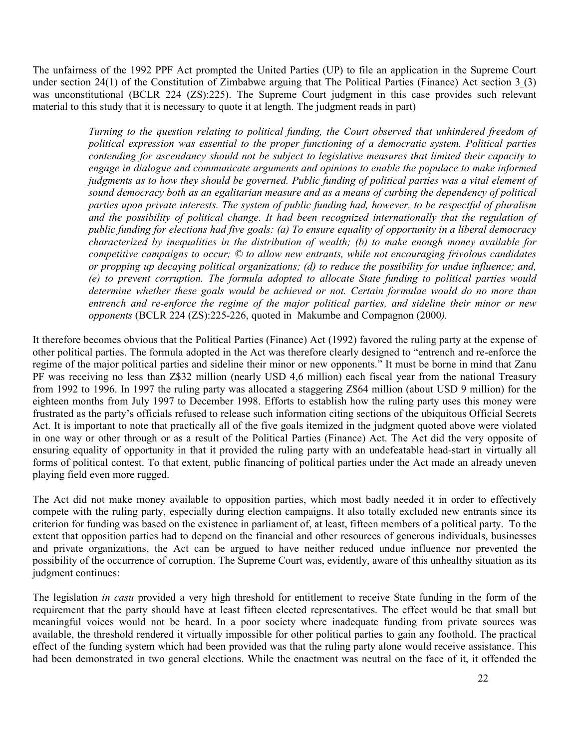The unfairness of the 1992 PPF Act prompted the United Parties (UP) to file an application in the Supreme Court under section 24(1) of the Constitution of Zimbabwe arguing that The Political Parties (Finance) Act section 3 (3) was unconstitutional (BCLR 224 (ZS):225). The Supreme Court judgment in this case provides such relevant material to this study that it is necessary to quote it at length. The judgment reads in part)

> *Turning to the question relating to political funding, the Court observed that unhindered freedom of political expression was essential to the proper functioning of a democratic system. Political parties contending for ascendancy should not be subject to legislative measures that limited their capacity to engage in dialogue and communicate arguments and opinions to enable the populace to make informed judgments as to how they should be governed. Public funding of political parties was a vital element of sound democracy both as an egalitarian measure and as a means of curbing the dependency of political parties upon private interests. The system of public funding had, however, to be respectful of pluralism and the possibility of political change. It had been recognized internationally that the regulation of public funding for elections had five goals: (a) To ensure equality of opportunity in a liberal democracy characterized by inequalities in the distribution of wealth; (b) to make enough money available for competitive campaigns to occur; © to allow new entrants, while not encouraging frivolous candidates or propping up decaying political organizations; (d) to reduce the possibility for undue influence; and, (e) to prevent corruption. The formula adopted to allocate State funding to political parties would determine whether these goals would be achieved or not. Certain formulae would do no more than entrench and re-enforce the regime of the major political parties, and sideline their minor or new opponents* (BCLR 224 (ZS):225-226, quoted in Makumbe and Compagnon (2000*).*

It therefore becomes obvious that the Political Parties (Finance) Act (1992) favored the ruling party at the expense of other political parties. The formula adopted in the Act was therefore clearly designed to "entrench and re-enforce the regime of the major political parties and sideline their minor or new opponents." It must be borne in mind that Zanu PF was receiving no less than Z$32 million (nearly USD 4,6 million) each fiscal year from the national Treasury from 1992 to 1996. In 1997 the ruling party was allocated a staggering Z$64 million (about USD 9 million) for the eighteen months from July 1997 to December 1998. Efforts to establish how the ruling party uses this money were frustrated as the party's officials refused to release such information citing sections of the ubiquitous Official Secrets Act. It is important to note that practically all of the five goals itemized in the judgment quoted above were violated in one way or other through or as a result of the Political Parties (Finance) Act. The Act did the very opposite of ensuring equality of opportunity in that it provided the ruling party with an undefeatable head-start in virtually all forms of political contest. To that extent, public financing of political parties under the Act made an already uneven playing field even more rugged.

The Act did not make money available to opposition parties, which most badly needed it in order to effectively compete with the ruling party, especially during election campaigns. It also totally excluded new entrants since its criterion for funding was based on the existence in parliament of, at least, fifteen members of a political party. To the extent that opposition parties had to depend on the financial and other resources of generous individuals, businesses and private organizations, the Act can be argued to have neither reduced undue influence nor prevented the possibility of the occurrence of corruption. The Supreme Court was, evidently, aware of this unhealthy situation as its judgment continues:

The legislation *in casu* provided a very high threshold for entitlement to receive State funding in the form of the requirement that the party should have at least fifteen elected representatives. The effect would be that small but meaningful voices would not be heard. In a poor society where inadequate funding from private sources was available, the threshold rendered it virtually impossible for other political parties to gain any foothold. The practical effect of the funding system which had been provided was that the ruling party alone would receive assistance. This had been demonstrated in two general elections. While the enactment was neutral on the face of it, it offended the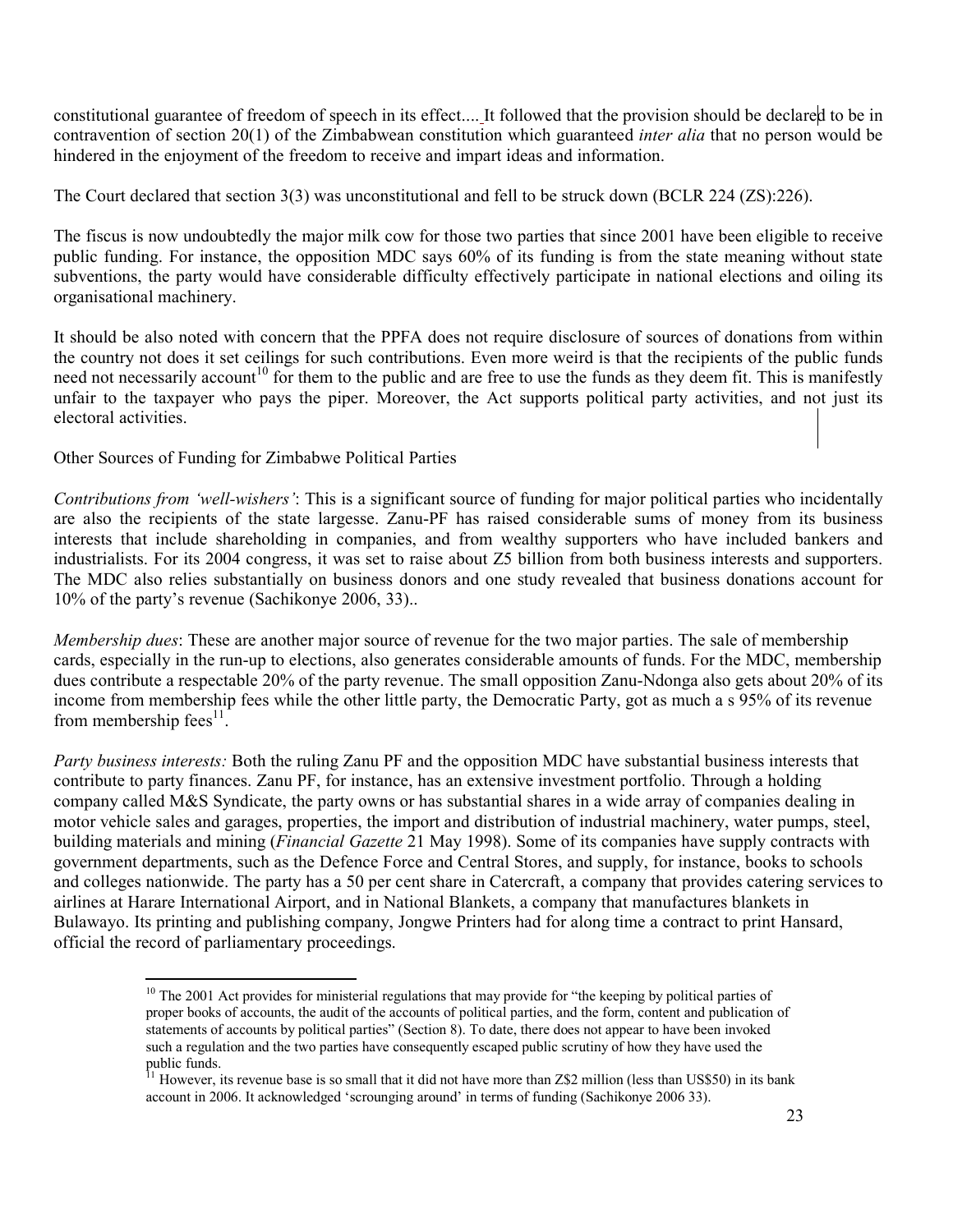constitutional guarantee of freedom of speech in its effect.... It followed that the provision should be declared to be in contravention of section 20(1) of the Zimbabwean constitution which guaranteed *inter alia* that no person would be hindered in the enjoyment of the freedom to receive and impart ideas and information.

The Court declared that section 3(3) was unconstitutional and fell to be struck down (BCLR 224 (ZS):226).

The fiscus is now undoubtedly the major milk cow for those two parties that since 2001 have been eligible to receive public funding. For instance, the opposition MDC says 60% of its funding is from the state meaning without state subventions, the party would have considerable difficulty effectively participate in national elections and oiling its organisational machinery.

It should be also noted with concern that the PPFA does not require disclosure of sources of donations from within the country not does it set ceilings for such contributions. Even more weird is that the recipients of the public funds need not necessarily account[10] for them to the public and are free to use the funds as they deem fit. This is manifestly unfair to the taxpayer who pays the piper. Moreover, the Act supports political party activities, and not just its electoral activities.

Other Sources of Funding for Zimbabwe Political Parties

*Contributions from 'well-wishers'*: This is a significant source of funding for major political parties who incidentally are also the recipients of the state largesse. Zanu-PF has raised considerable sums of money from its business interests that include shareholding in companies, and from wealthy supporters who have included bankers and industrialists. For its 2004 congress, it was set to raise about Z5 billion from both business interests and supporters. The MDC also relies substantially on business donors and one study revealed that business donations account for 10% of the party's revenue (Sachikonye 2006, 33)..

*Membership dues*: These are another major source of revenue for the two major parties. The sale of membership cards, especially in the run-up to elections, also generates considerable amounts of funds. For the MDC, membership dues contribute a respectable 20% of the party revenue. The small opposition Zanu-Ndonga also gets about 20% of its income from membership fees while the other little party, the Democratic Party, got as much a s 95% of its revenue from membership fees[11].

*Party business interests:* Both the ruling Zanu PF and the opposition MDC have substantial business interests that contribute to party finances. Zanu PF, for instance, has an extensive investment portfolio. Through a holding company called M&S Syndicate, the party owns or has substantial shares in a wide array of companies dealing in motor vehicle sales and garages, properties, the import and distribution of industrial machinery, water pumps, steel, building materials and mining (*Financial Gazette* 21 May 1998). Some of its companies have supply contracts with government departments, such as the Defence Force and Central Stores, and supply, for instance, books to schools and colleges nationwide. The party has a 50 per cent share in Catercraft, a company that provides catering services to airlines at Harare International Airport, and in National Blankets, a company that manufactures blankets in Bulawayo. Its printing and publishing company, Jongwe Printers had for along time a contract to print Hansard, official the record of parliamentary proceedings.

[10] The 2001 Act provides for ministerial regulations that may provide for "the keeping by political parties of proper books of accounts, the audit of the accounts of political parties, and the form, content and publication of statements of accounts by political parties" (Section 8). To date, there does not appear to have been invoked such a regulation and the two parties have consequently escaped public scrutiny of how they have used the public funds.

[11] However, its revenue base is so small that it did not have more than Z$2 million (less than US$50) in its bank account in 2006. It acknowledged 'scrounging around' in terms of funding (Sachikonye 2006 33).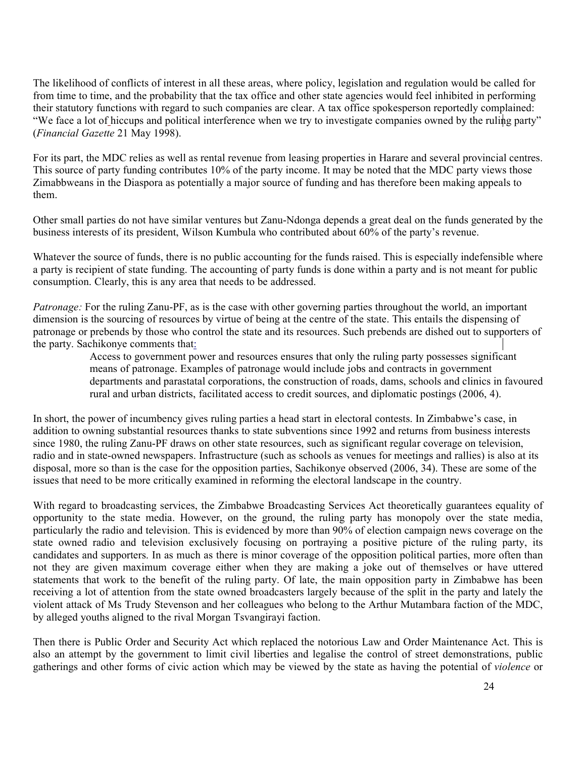The likelihood of conflicts of interest in all these areas, where policy, legislation and regulation would be called for from time to time, and the probability that the tax office and other state agencies would feel inhibited in performing their statutory functions with regard to such companies are clear. A tax office spokesperson reportedly complained: "We face a lot of hiccups and political interference when we try to investigate companies owned by the ruling party" (*Financial Gazette* 21 May 1998).

For its part, the MDC relies as well as rental revenue from leasing properties in Harare and several provincial centres. This source of party funding contributes 10% of the party income. It may be noted that the MDC party views those Zimabbweans in the Diaspora as potentially a major source of funding and has therefore been making appeals to them.

Other small parties do not have similar ventures but Zanu-Ndonga depends a great deal on the funds generated by the business interests of its president, Wilson Kumbula who contributed about 60% of the party's revenue.

Whatever the source of funds, there is no public accounting for the funds raised. This is especially indefensible where a party is recipient of state funding. The accounting of party funds is done within a party and is not meant for public consumption. Clearly, this is any area that needs to be addressed.

*Patronage:* For the ruling Zanu-PF, as is the case with other governing parties throughout the world, an important dimension is the sourcing of resources by virtue of being at the centre of the state. This entails the dispensing of patronage or prebends by those who control the state and its resources. Such prebends are dished out to supporters of the party. Sachikonye comments that:

> Access to government power and resources ensures that only the ruling party possesses significant means of patronage. Examples of patronage would include jobs and contracts in government departments and parastatal corporations, the construction of roads, dams, schools and clinics in favoured rural and urban districts, facilitated access to credit sources, and diplomatic postings (2006, 4).

In short, the power of incumbency gives ruling parties a head start in electoral contests. In Zimbabwe's case, in addition to owning substantial resources thanks to state subventions since 1992 and returns from business interests since 1980, the ruling Zanu-PF draws on other state resources, such as significant regular coverage on television, radio and in state-owned newspapers. Infrastructure (such as schools as venues for meetings and rallies) is also at its disposal, more so than is the case for the opposition parties, Sachikonye observed (2006, 34). These are some of the issues that need to be more critically examined in reforming the electoral landscape in the country.

With regard to broadcasting services, the Zimbabwe Broadcasting Services Act theoretically guarantees equality of opportunity to the state media. However, on the ground, the ruling party has monopoly over the state media, particularly the radio and television. This is evidenced by more than 90% of election campaign news coverage on the state owned radio and television exclusively focusing on portraying a positive picture of the ruling party, its candidates and supporters. In as much as there is minor coverage of the opposition political parties, more often than not they are given maximum coverage either when they are making a joke out of themselves or have uttered statements that work to the benefit of the ruling party. Of late, the main opposition party in Zimbabwe has been receiving a lot of attention from the state owned broadcasters largely because of the split in the party and lately the violent attack of Ms Trudy Stevenson and her colleagues who belong to the Arthur Mutambara faction of the MDC, by alleged youths aligned to the rival Morgan Tsvangirayi faction.

Then there is Public Order and Security Act which replaced the notorious Law and Order Maintenance Act. This is also an attempt by the government to limit civil liberties and legalise the control of street demonstrations, public gatherings and other forms of civic action which may be viewed by the state as having the potential of *violence* or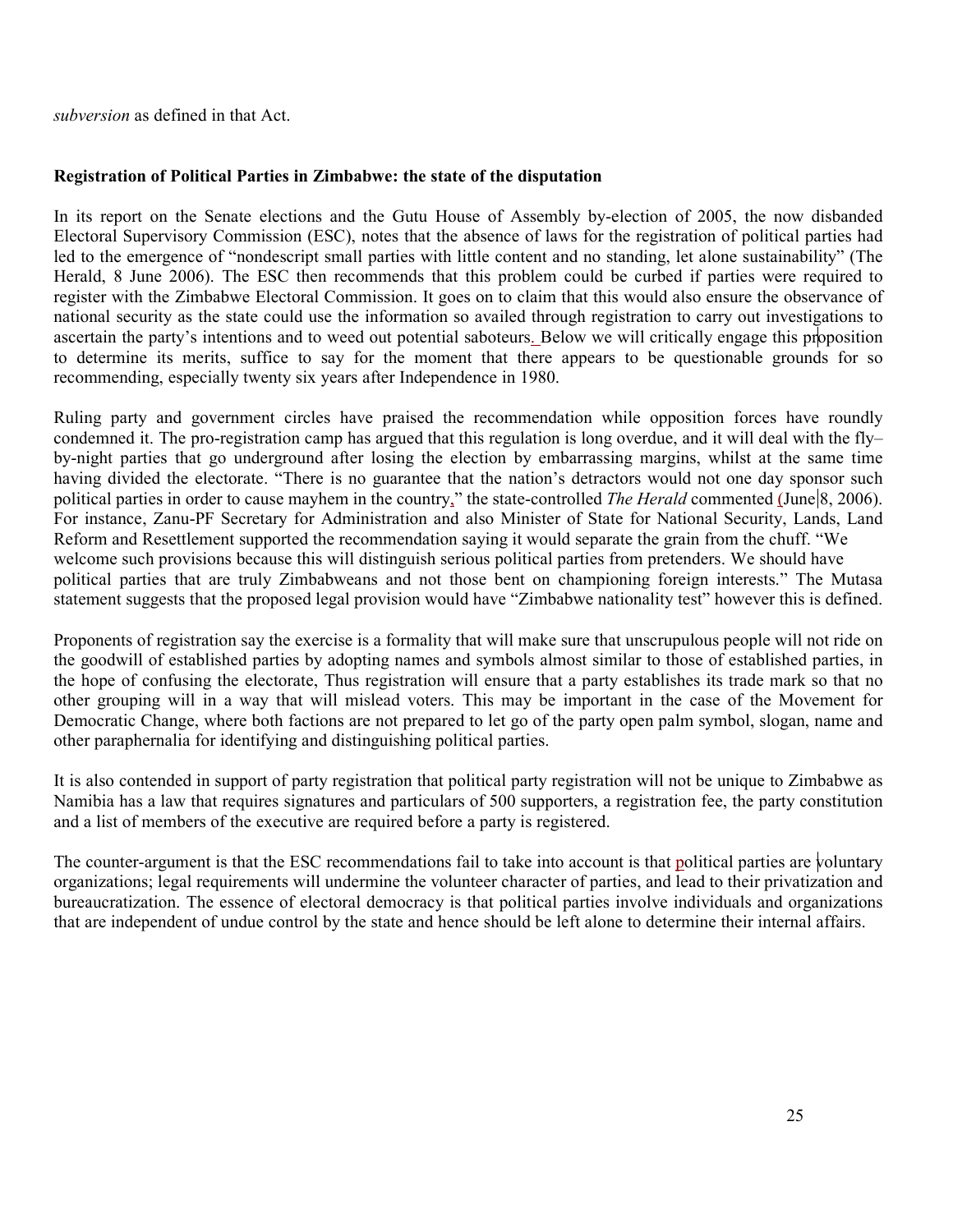*subversion* as defined in that Act.

**Registration of Political Parties in Zimbabwe: the state of the disputation**

In its report on the Senate elections and the Gutu House of Assembly by-election of 2005, the now disbanded Electoral Supervisory Commission (ESC), notes that the absence of laws for the registration of political parties had led to the emergence of "nondescript small parties with little content and no standing, let alone sustainability" (The Herald, 8 June 2006). The ESC then recommends that this problem could be curbed if parties were required to register with the Zimbabwe Electoral Commission. It goes on to claim that this would also ensure the observance of national security as the state could use the information so availed through registration to carry out investigations to ascertain the party's intentions and to weed out potential saboteurs. Below we will critically engage this proposition to determine its merits, suffice to say for the moment that there appears to be questionable grounds for so recommending, especially twenty six years after Independence in 1980.

Ruling party and government circles have praised the recommendation while opposition forces have roundly condemned it. The pro-registration camp has argued that this regulation is long overdue, and it will deal with the fly–by-night parties that go underground after losing the election by embarrassing margins, whilst at the same time having divided the electorate. "There is no guarantee that the nation's detractors would not one day sponsor such political parties in order to cause mayhem in the country," the state-controlled *The Herald* commented (June 8, 2006). For instance, Zanu-PF Secretary for Administration and also Minister of State for National Security, Lands, Land Reform and Resettlement supported the recommendation saying it would separate the grain from the chuff. "We welcome such provisions because this will distinguish serious political parties from pretenders. We should have political parties that are truly Zimbabweans and not those bent on championing foreign interests." The Mutasa statement suggests that the proposed legal provision would have "Zimbabwe nationality test" however this is defined.

Proponents of registration say the exercise is a formality that will make sure that unscrupulous people will not ride on the goodwill of established parties by adopting names and symbols almost similar to those of established parties, in the hope of confusing the electorate, Thus registration will ensure that a party establishes its trade mark so that no other grouping will in a way that will mislead voters. This may be important in the case of the Movement for Democratic Change, where both factions are not prepared to let go of the party open palm symbol, slogan, name and other paraphernalia for identifying and distinguishing political parties.

It is also contended in support of party registration that political party registration will not be unique to Zimbabwe as Namibia has a law that requires signatures and particulars of 500 supporters, a registration fee, the party constitution and a list of members of the executive are required before a party is registered.

The counter-argument is that the ESC recommendations fail to take into account is that political parties are voluntary organizations; legal requirements will undermine the volunteer character of parties, and lead to their privatization and bureaucratization. The essence of electoral democracy is that political parties involve individuals and organizations that are independent of undue control by the state and hence should be left alone to determine their internal affairs.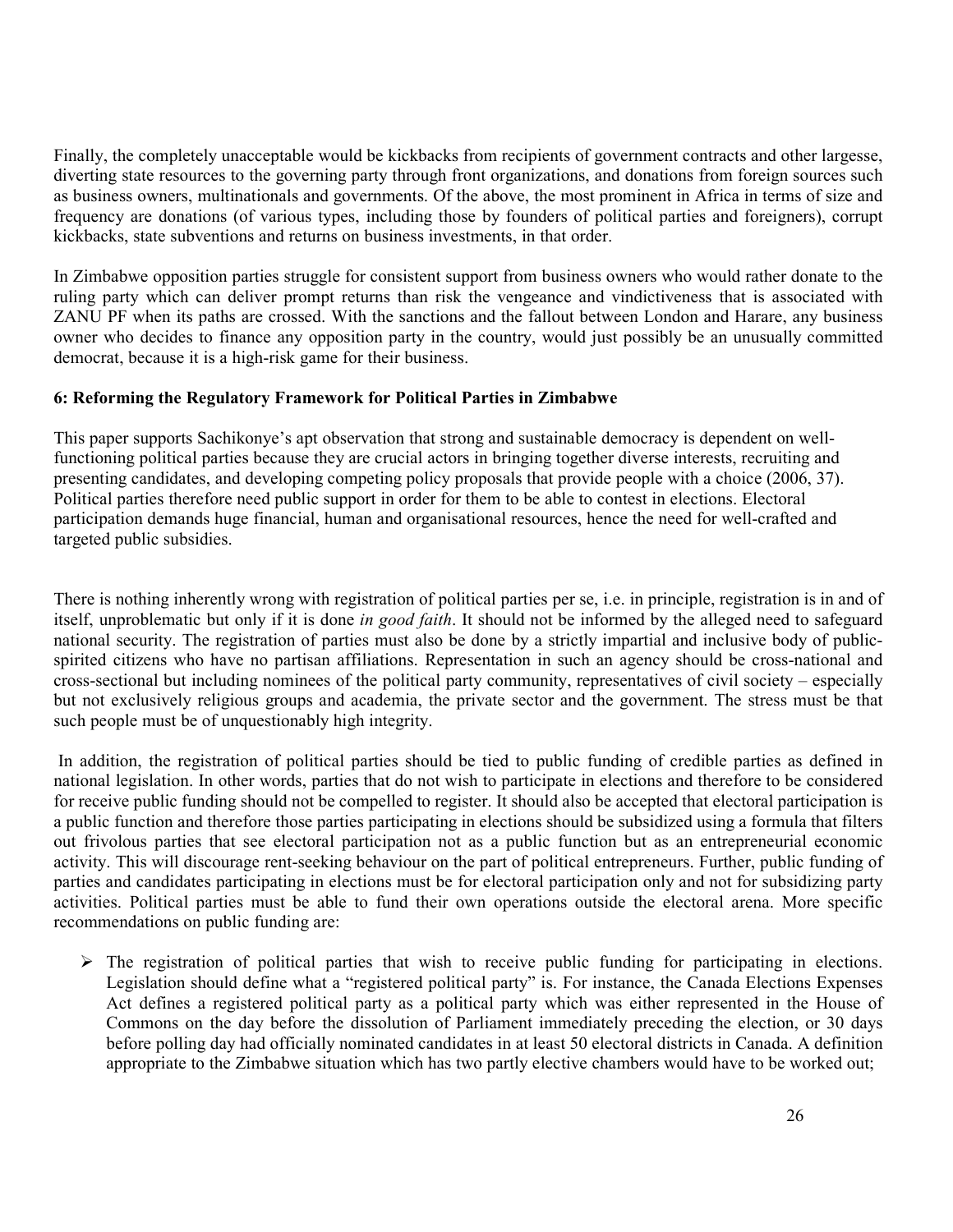Finally, the completely unacceptable would be kickbacks from recipients of government contracts and other largesse, diverting state resources to the governing party through front organizations, and donations from foreign sources such as business owners, multinationals and governments. Of the above, the most prominent in Africa in terms of size and frequency are donations (of various types, including those by founders of political parties and foreigners), corrupt kickbacks, state subventions and returns on business investments, in that order.

In Zimbabwe opposition parties struggle for consistent support from business owners who would rather donate to the ruling party which can deliver prompt returns than risk the vengeance and vindictiveness that is associated with ZANU PF when its paths are crossed. With the sanctions and the fallout between London and Harare, any business owner who decides to finance any opposition party in the country, would just possibly be an unusually committed democrat, because it is a high-risk game for their business.

**6: Reforming the Regulatory Framework for Political Parties in Zimbabwe**

This paper supports Sachikonye's apt observation that strong and sustainable democracy is dependent on well-functioning political parties because they are crucial actors in bringing together diverse interests, recruiting and presenting candidates, and developing competing policy proposals that provide people with a choice (2006, 37). Political parties therefore need public support in order for them to be able to contest in elections. Electoral participation demands huge financial, human and organisational resources, hence the need for well-crafted and targeted public subsidies.

There is nothing inherently wrong with registration of political parties per se, i.e. in principle, registration is in and of itself, unproblematic but only if it is done *in good faith*. It should not be informed by the alleged need to safeguard national security. The registration of parties must also be done by a strictly impartial and inclusive body of public-spirited citizens who have no partisan affiliations. Representation in such an agency should be cross-national and cross-sectional but including nominees of the political party community, representatives of civil society – especially but not exclusively religious groups and academia, the private sector and the government. The stress must be that such people must be of unquestionably high integrity.

In addition, the registration of political parties should be tied to public funding of credible parties as defined in national legislation. In other words, parties that do not wish to participate in elections and therefore to be considered for receive public funding should not be compelled to register. It should also be accepted that electoral participation is a public function and therefore those parties participating in elections should be subsidized using a formula that filters out frivolous parties that see electoral participation not as a public function but as an entrepreneurial economic activity. This will discourage rent-seeking behaviour on the part of political entrepreneurs. Further, public funding of parties and candidates participating in elections must be for electoral participation only and not for subsidizing party activities. Political parties must be able to fund their own operations outside the electoral arena. More specific recommendations on public funding are:

- The registration of political parties that wish to receive public funding for participating in elections. Legislation should define what a "registered political party" is. For instance, the Canada Elections Expenses Act defines a registered political party as a political party which was either represented in the House of Commons on the day before the dissolution of Parliament immediately preceding the election, or 30 days before polling day had officially nominated candidates in at least 50 electoral districts in Canada. A definition appropriate to the Zimbabwe situation which has two partly elective chambers would have to be worked out;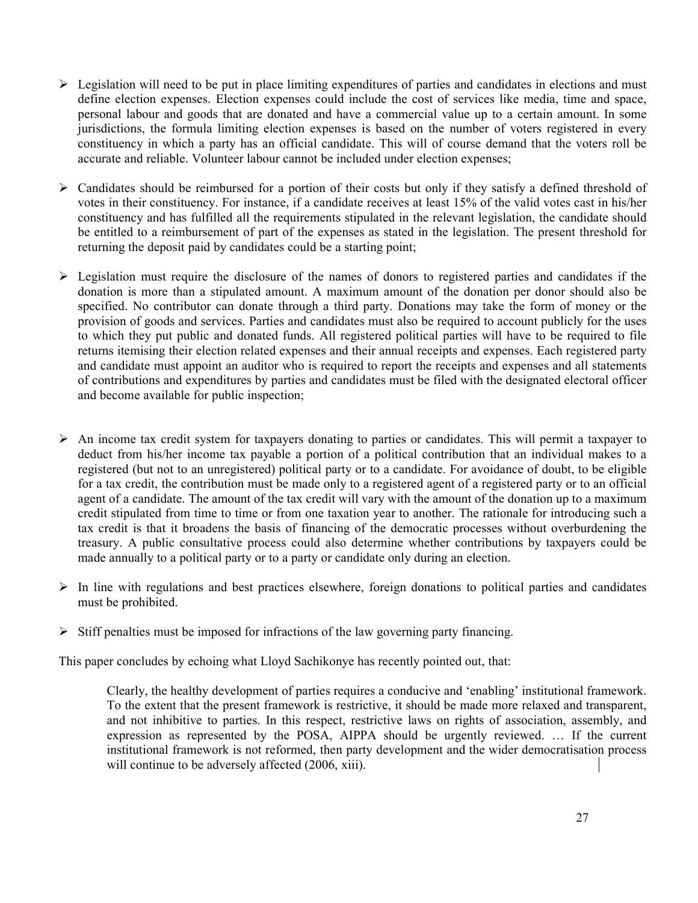- Legislation will need to be put in place limiting expenditures of parties and candidates in elections and must define election expenses. Election expenses could include the cost of services like media, time and space, personal labour and goods that are donated and have a commercial value up to a certain amount. In some jurisdictions, the formula limiting election expenses is based on the number of voters registered in every constituency in which a party has an official candidate. This will of course demand that the voters roll be accurate and reliable. Volunteer labour cannot be included under election expenses;

- Candidates should be reimbursed for a portion of their costs but only if they satisfy a defined threshold of votes in their constituency. For instance, if a candidate receives at least 15% of the valid votes cast in his/her constituency and has fulfilled all the requirements stipulated in the relevant legislation, the candidate should be entitled to a reimbursement of part of the expenses as stated in the legislation. The present threshold for returning the deposit paid by candidates could be a starting point;

- Legislation must require the disclosure of the names of donors to registered parties and candidates if the donation is more than a stipulated amount. A maximum amount of the donation per donor should also be specified. No contributor can donate through a third party. Donations may take the form of money or the provision of goods and services. Parties and candidates must also be required to account publicly for the uses to which they put public and donated funds. All registered political parties will have to be required to file returns itemising their election related expenses and their annual receipts and expenses. Each registered party and candidate must appoint an auditor who is required to report the receipts and expenses and all statements of contributions and expenditures by parties and candidates must be filed with the designated electoral officer and become available for public inspection;

- An income tax credit system for taxpayers donating to parties or candidates. This will permit a taxpayer to deduct from his/her income tax payable a portion of a political contribution that an individual makes to a registered (but not to an unregistered) political party or to a candidate. For avoidance of doubt, to be eligible for a tax credit, the contribution must be made only to a registered agent of a registered party or to an official agent of a candidate. The amount of the tax credit will vary with the amount of the donation up to a maximum credit stipulated from time to time or from one taxation year to another. The rationale for introducing such a tax credit is that it broadens the basis of financing of the democratic processes without overburdening the treasury. A public consultative process could also determine whether contributions by taxpayers could be made annually to a political party or to a party or candidate only during an election.

- In line with regulations and best practices elsewhere, foreign donations to political parties and candidates must be prohibited.

- Stiff penalties must be imposed for infractions of the law governing party financing.

This paper concludes by echoing what Lloyd Sachikonye has recently pointed out, that:

> Clearly, the healthy development of parties requires a conducive and 'enabling' institutional framework. To the extent that the present framework is restrictive, it should be made more relaxed and transparent, and not inhibitive to parties. In this respect, restrictive laws on rights of association, assembly, and expression as represented by the POSA, AIPPA should be urgently reviewed. … If the current institutional framework is not reformed, then party development and the wider democratisation process will continue to be adversely affected (2006, xiii).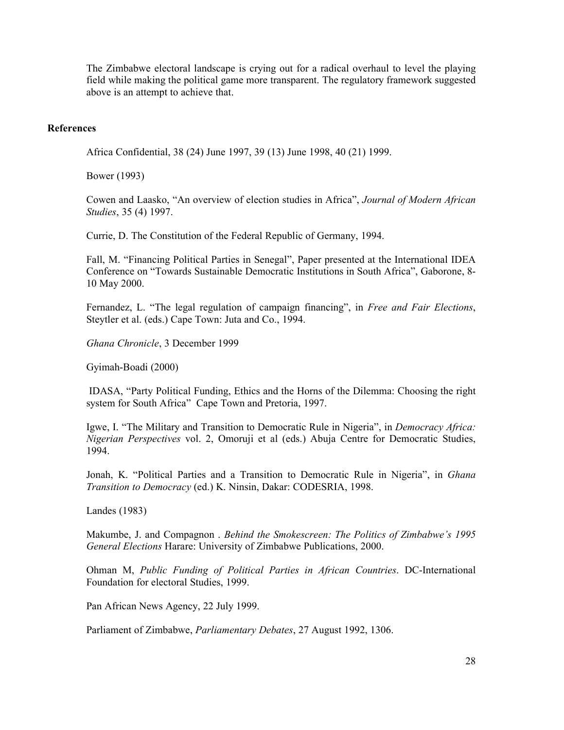The Zimbabwe electoral landscape is crying out for a radical overhaul to level the playing field while making the political game more transparent. The regulatory framework suggested above is an attempt to achieve that.

## References

Africa Confidential, 38 (24) June 1997, 39 (13) June 1998, 40 (21) 1999.

Bower (1993)

Cowen and Laasko, "An overview of election studies in Africa", *Journal of Modern African Studies*, 35 (4) 1997.

Currie, D. The Constitution of the Federal Republic of Germany, 1994.

Fall, M. "Financing Political Parties in Senegal", Paper presented at the International IDEA Conference on "Towards Sustainable Democratic Institutions in South Africa", Gaborone, 8-10 May 2000.

Fernandez, L. "The legal regulation of campaign financing", in *Free and Fair Elections*, Steytler et al. (eds.) Cape Town: Juta and Co., 1994.

*Ghana Chronicle*, 3 December 1999

Gyimah-Boadi (2000)

IDASA, "Party Political Funding, Ethics and the Horns of the Dilemma: Choosing the right system for South Africa" Cape Town and Pretoria, 1997.

Igwe, I. "The Military and Transition to Democratic Rule in Nigeria", in *Democracy Africa: Nigerian Perspectives* vol. 2, Omoruji et al (eds.) Abuja Centre for Democratic Studies, 1994.

Jonah, K. "Political Parties and a Transition to Democratic Rule in Nigeria", in *Ghana Transition to Democracy* (ed.) K. Ninsin, Dakar: CODESRIA, 1998.

Landes (1983)

Makumbe, J. and Compagnon . *Behind the Smokescreen: The Politics of Zimbabwe's 1995 General Elections* Harare: University of Zimbabwe Publications, 2000.

Ohman M, *Public Funding of Political Parties in African Countries*. DC-International Foundation for electoral Studies, 1999.

Pan African News Agency, 22 July 1999.

Parliament of Zimbabwe, *Parliamentary Debates*, 27 August 1992, 1306.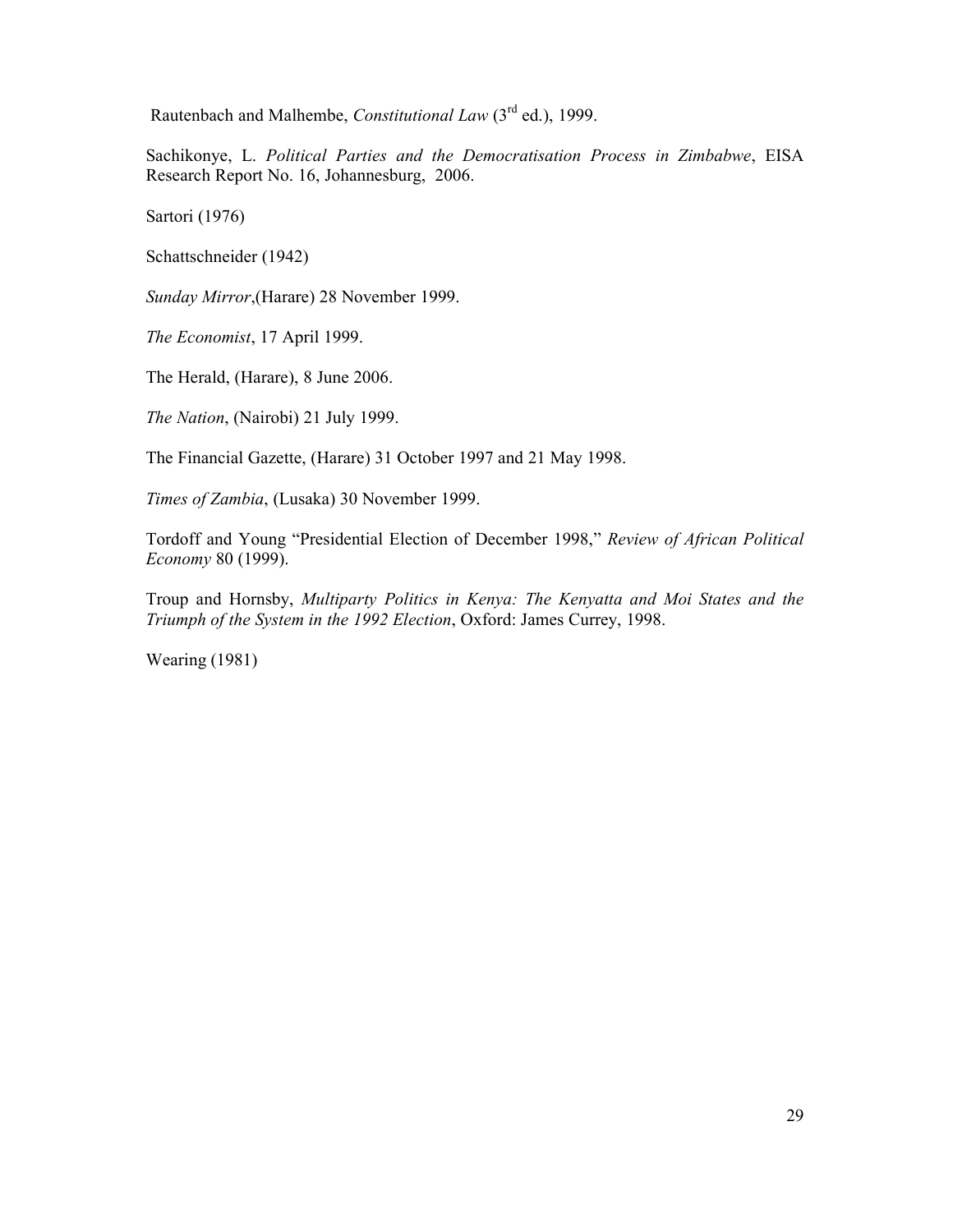Rautenbach and Malhembe, *Constitutional Law* (3rd ed.), 1999.

Sachikonye, L. *Political Parties and the Democratisation Process in Zimbabwe*, EISA Research Report No. 16, Johannesburg, 2006.

Sartori (1976)

Schattschneider (1942)

*Sunday Mirror*,(Harare) 28 November 1999.

*The Economist*, 17 April 1999.

The Herald, (Harare), 8 June 2006.

*The Nation*, (Nairobi) 21 July 1999.

The Financial Gazette, (Harare) 31 October 1997 and 21 May 1998.

*Times of Zambia*, (Lusaka) 30 November 1999.

Tordoff and Young "Presidential Election of December 1998," *Review of African Political Economy* 80 (1999).

Troup and Hornsby, *Multiparty Politics in Kenya: The Kenyatta and Moi States and the Triumph of the System in the 1992 Election*, Oxford: James Currey, 1998.

Wearing (1981)